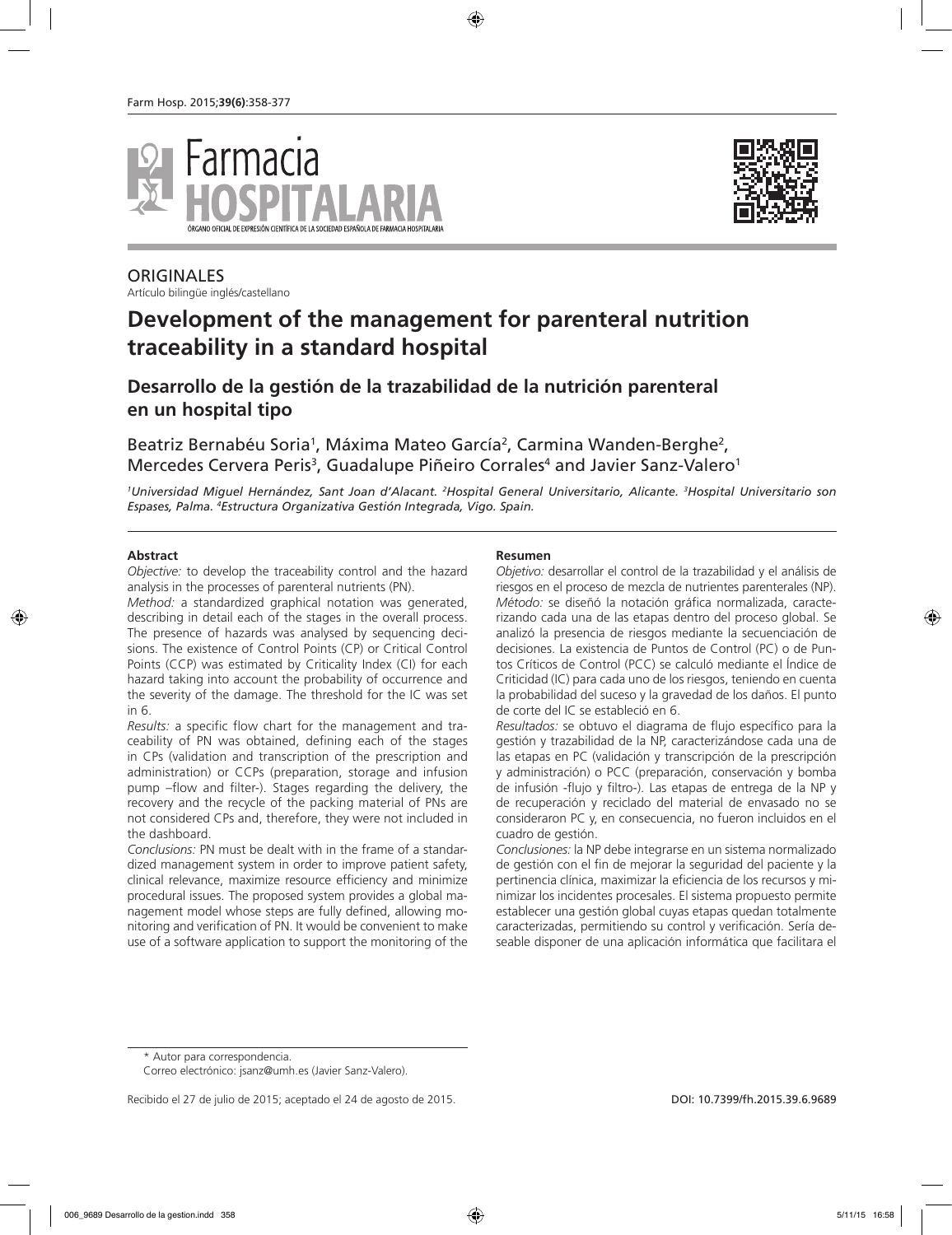ORIGINALES

Artículo bilingüe inglés/castellano

# Development of the management for parenteral nutrition traceability in a standard hospital

## Desarrollo de la gestión de la trazabilidad de la nutrición parenteral en un hospital tipo

Beatriz Bernabéu Soria[1], Máxima Mateo García[2], Carmina Wanden-Berghe[2], Mercedes Cervera Peris[3], Guadalupe Piñeiro Corrales[4] and Javier Sanz-Valero[1]

*[1]Universidad Miguel Hernández, Sant Joan d'Alacant. [2]Hospital General Universitario, Alicante. [3]Hospital Universitario son Espases, Palma. [4]Estructura Organizativa Gestión Integrada, Vigo. Spain.*

### Abstract

*Objective:* to develop the traceability control and the hazard analysis in the processes of parenteral nutrients (PN).

*Method:* a standardized graphical notation was generated, describing in detail each of the stages in the overall process. The presence of hazards was analysed by sequencing decisions. The existence of Control Points (CP) or Critical Control Points (CCP) was estimated by Criticality Index (CI) for each hazard taking into account the probability of occurrence and the severity of the damage. The threshold for the IC was set in 6.

*Results:* a specific flow chart for the management and traceability of PN was obtained, defining each of the stages in CPs (validation and transcription of the prescription and administration) or CCPs (preparation, storage and infusion pump –flow and filter-). Stages regarding the delivery, the recovery and the recycle of the packing material of PNs are not considered CPs and, therefore, they were not included in the dashboard.

*Conclusions:* PN must be dealt with in the frame of a standardized management system in order to improve patient safety, clinical relevance, maximize resource efficiency and minimize procedural issues. The proposed system provides a global management model whose steps are fully defined, allowing monitoring and verification of PN. It would be convenient to make use of a software application to support the monitoring of the

### Resumen

*Objetivo:* desarrollar el control de la trazabilidad y el análisis de riesgos en el proceso de mezcla de nutrientes parenterales (NP).

*Método:* se diseñó la notación gráfica normalizada, caracterizando cada una de las etapas dentro del proceso global. Se analizó la presencia de riesgos mediante la secuenciación de decisiones. La existencia de Puntos de Control (PC) o de Puntos Críticos de Control (PCC) se calculó mediante el Índice de Criticidad (IC) para cada uno de los riesgos, teniendo en cuenta la probabilidad del suceso y la gravedad de los daños. El punto de corte del IC se estableció en 6.

*Resultados:* se obtuvo el diagrama de flujo específico para la gestión y trazabilidad de la NP, caracterizándose cada una de las etapas en PC (validación y transcripción de la prescripción y administración) o PCC (preparación, conservación y bomba de infusión -flujo y filtro-). Las etapas de entrega de la NP y de recuperación y reciclado del material de envasado no se consideraron PC y, en consecuencia, no fueron incluidos en el cuadro de gestión.

*Conclusiones:* la NP debe integrarse en un sistema normalizado de gestión con el fin de mejorar la seguridad del paciente y la pertinencia clínica, maximizar la eficiencia de los recursos y minimizar los incidentes procesales. El sistema propuesto permite establecer una gestión global cuyas etapas quedan totalmente caracterizadas, permitiendo su control y verificación. Sería deseable disponer de una aplicación informática que facilitara el

\* Autor para correspondencia.

Correo electrónico: jsanz@umh.es (Javier Sanz-Valero).

Recibido el 27 de julio de 2015; aceptado el 24 de agosto de 2015.

DOI: 10.7399/fh.2015.39.6.9689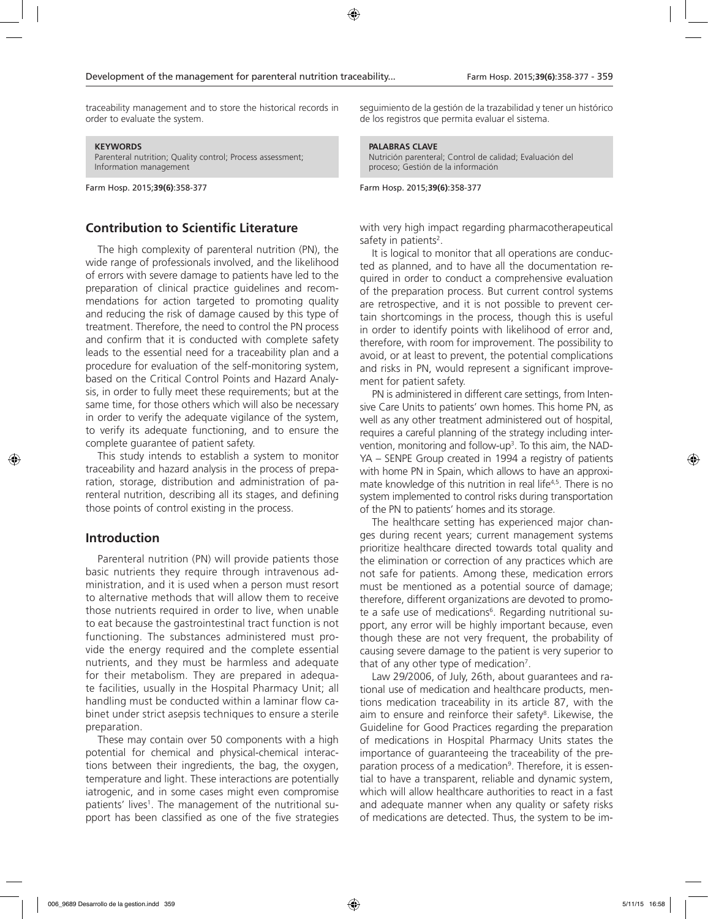traceability management and to store the historical records in order to evaluate the system.

**KEYWORDS**
Parenteral nutrition; Quality control; Process assessment; Information management

seguimiento de la gestión de la trazabilidad y tener un histórico de los registros que permita evaluar el sistema.

**PALABRAS CLAVE**
Nutrición parenteral; Control de calidad; Evaluación del proceso; Gestión de la información

## Contribution to Scientific Literature

The high complexity of parenteral nutrition (PN), the wide range of professionals involved, and the likelihood of errors with severe damage to patients have led to the preparation of clinical practice guidelines and recommendations for action targeted to promoting quality and reducing the risk of damage caused by this type of treatment. Therefore, the need to control the PN process and confirm that it is conducted with complete safety leads to the essential need for a traceability plan and a procedure for evaluation of the self-monitoring system, based on the Critical Control Points and Hazard Analysis, in order to fully meet these requirements; but at the same time, for those others which will also be necessary in order to verify the adequate vigilance of the system, to verify its adequate functioning, and to ensure the complete guarantee of patient safety.

This study intends to establish a system to monitor traceability and hazard analysis in the process of preparation, storage, distribution and administration of parenteral nutrition, describing all its stages, and defining those points of control existing in the process.

## Introduction

Parenteral nutrition (PN) will provide patients those basic nutrients they require through intravenous administration, and it is used when a person must resort to alternative methods that will allow them to receive those nutrients required in order to live, when unable to eat because the gastrointestinal tract function is not functioning. The substances administered must provide the energy required and the complete essential nutrients, and they must be harmless and adequate for their metabolism. They are prepared in adequate facilities, usually in the Hospital Pharmacy Unit; all handling must be conducted within a laminar flow cabinet under strict asepsis techniques to ensure a sterile preparation.

These may contain over 50 components with a high potential for chemical and physical-chemical interactions between their ingredients, the bag, the oxygen, temperature and light. These interactions are potentially iatrogenic, and in some cases might even compromise patients' lives[1]. The management of the nutritional support has been classified as one of the five strategies with very high impact regarding pharmacotherapeutical safety in patients[2].

It is logical to monitor that all operations are conducted as planned, and to have all the documentation required in order to conduct a comprehensive evaluation of the preparation process. But current control systems are retrospective, and it is not possible to prevent certain shortcomings in the process, though this is useful in order to identify points with likelihood of error and, therefore, with room for improvement. The possibility to avoid, or at least to prevent, the potential complications and risks in PN, would represent a significant improvement for patient safety.

PN is administered in different care settings, from Intensive Care Units to patients' own homes. This home PN, as well as any other treatment administered out of hospital, requires a careful planning of the strategy including intervention, monitoring and follow-up[3]. To this aim, the NADYA – SENPE Group created in 1994 a registry of patients with home PN in Spain, which allows to have an approximate knowledge of this nutrition in real life[4,5]. There is no system implemented to control risks during transportation of the PN to patients' homes and its storage.

The healthcare setting has experienced major changes during recent years; current management systems prioritize healthcare directed towards total quality and the elimination or correction of any practices which are not safe for patients. Among these, medication errors must be mentioned as a potential source of damage; therefore, different organizations are devoted to promote a safe use of medications[6]. Regarding nutritional support, any error will be highly important because, even though these are not very frequent, the probability of causing severe damage to the patient is very superior to that of any other type of medication[7].

Law 29/2006, of July, 26th, about guarantees and rational use of medication and healthcare products, mentions medication traceability in its article 87, with the aim to ensure and reinforce their safety[8]. Likewise, the Guideline for Good Practices regarding the preparation of medications in Hospital Pharmacy Units states the importance of guaranteeing the traceability of the preparation process of a medication[9]. Therefore, it is essential to have a transparent, reliable and dynamic system, which will allow healthcare authorities to react in a fast and adequate manner when any quality or safety risks of medications are detected. Thus, the system to be im-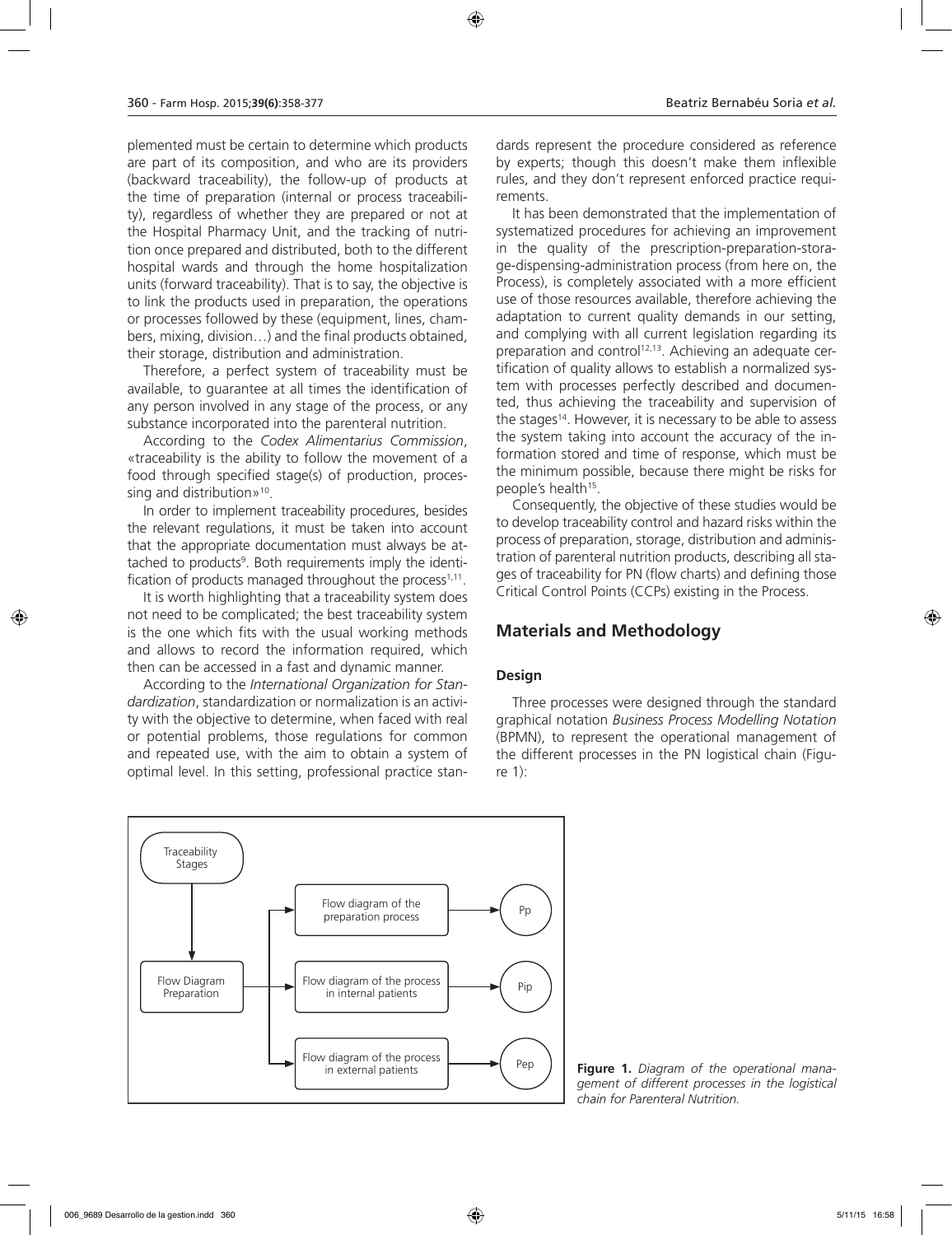plemented must be certain to determine which products are part of its composition, and who are its providers (backward traceability), the follow-up of products at the time of preparation (internal or process traceability), regardless of whether they are prepared or not at the Hospital Pharmacy Unit, and the tracking of nutrition once prepared and distributed, both to the different hospital wards and through the home hospitalization units (forward traceability). That is to say, the objective is to link the products used in preparation, the operations or processes followed by these (equipment, lines, chambers, mixing, division…) and the final products obtained, their storage, distribution and administration.

Therefore, a perfect system of traceability must be available, to guarantee at all times the identification of any person involved in any stage of the process, or any substance incorporated into the parenteral nutrition.

According to the *Codex Alimentarius Commission*, «traceability is the ability to follow the movement of a food through specified stage(s) of production, processing and distribution»[10].

In order to implement traceability procedures, besides the relevant regulations, it must be taken into account that the appropriate documentation must always be attached to products[9]. Both requirements imply the identification of products managed throughout the process[1,11].

It is worth highlighting that a traceability system does not need to be complicated; the best traceability system is the one which fits with the usual working methods and allows to record the information required, which then can be accessed in a fast and dynamic manner.

According to the *International Organization for Standardization*, standardization or normalization is an activity with the objective to determine, when faced with real or potential problems, those regulations for common and repeated use, with the aim to obtain a system of optimal level. In this setting, professional practice standards represent the procedure considered as reference by experts; though this doesn't make them inflexible rules, and they don't represent enforced practice requirements.

It has been demonstrated that the implementation of systematized procedures for achieving an improvement in the quality of the prescription-preparation-storage-dispensing-administration process (from here on, the Process), is completely associated with a more efficient use of those resources available, therefore achieving the adaptation to current quality demands in our setting, and complying with all current legislation regarding its preparation and control[12,13]. Achieving an adequate certification of quality allows to establish a normalized system with processes perfectly described and documented, thus achieving the traceability and supervision of the stages[14]. However, it is necessary to be able to assess the system taking into account the accuracy of the information stored and time of response, which must be the minimum possible, because there might be risks for people's health[15].

Consequently, the objective of these studies would be to develop traceability control and hazard risks within the process of preparation, storage, distribution and administration of parenteral nutrition products, describing all stages of traceability for PN (flow charts) and defining those Critical Control Points (CCPs) existing in the Process.

## Materials and Methodology

### Design

Three processes were designed through the standard graphical notation *Business Process Modelling Notation* (BPMN), to represent the operational management of the different processes in the PN logistical chain (Figure 1):

Traceability Stages → Flow Diagram Preparation → Flow diagram of the preparation process → Pp; Flow diagram of the process in internal patients → Pip; Flow diagram of the process in external patients → Pep

**Figure 1.** *Diagram of the operational management of different processes in the logistical chain for Parenteral Nutrition.*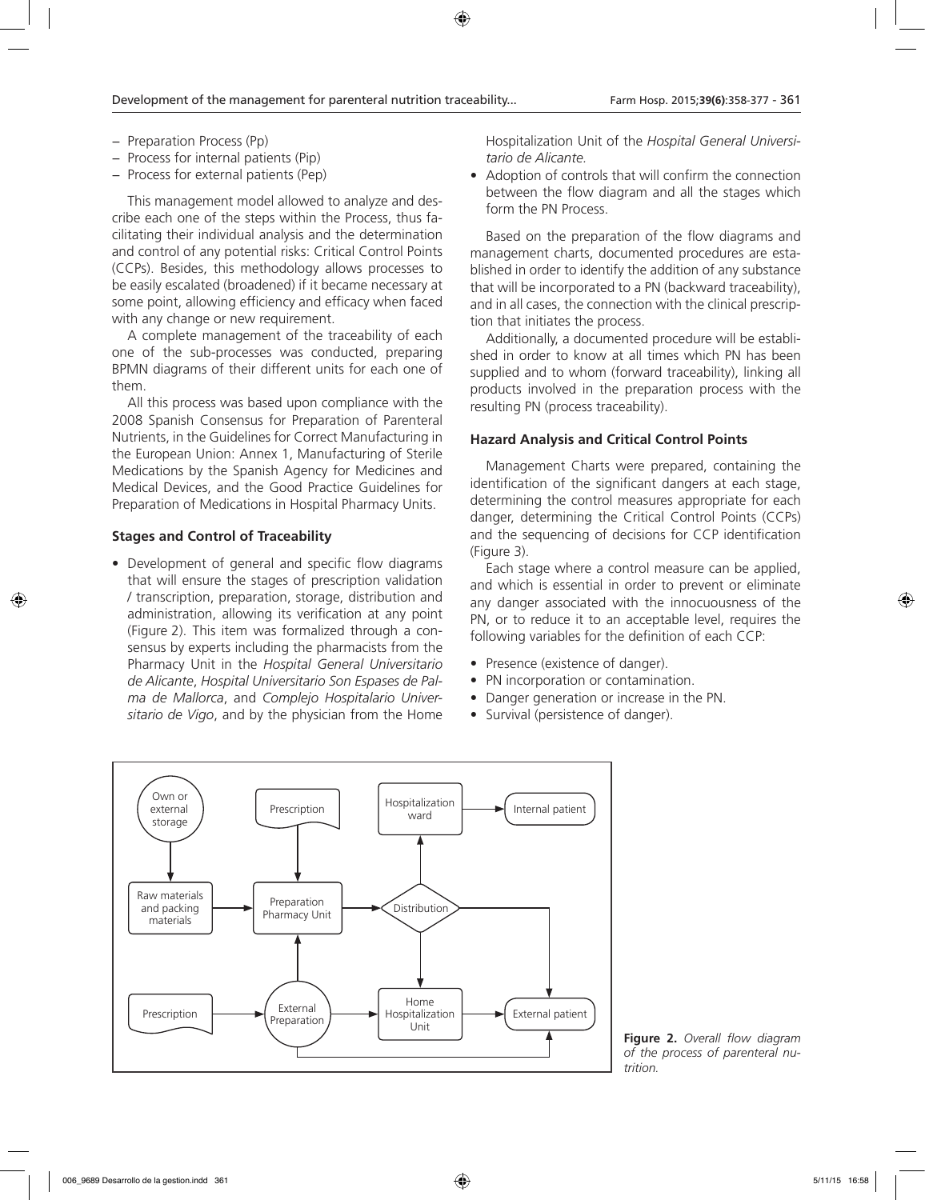- Preparation Process (Pp)
- Process for internal patients (Pip)
- Process for external patients (Pep)

This management model allowed to analyze and describe each one of the steps within the Process, thus facilitating their individual analysis and the determination and control of any potential risks: Critical Control Points (CCPs). Besides, this methodology allows processes to be easily escalated (broadened) if it became necessary at some point, allowing efficiency and efficacy when faced with any change or new requirement.

A complete management of the traceability of each one of the sub-processes was conducted, preparing BPMN diagrams of their different units for each one of them.

All this process was based upon compliance with the 2008 Spanish Consensus for Preparation of Parenteral Nutrients, in the Guidelines for Correct Manufacturing in the European Union: Annex 1, Manufacturing of Sterile Medications by the Spanish Agency for Medicines and Medical Devices, and the Good Practice Guidelines for Preparation of Medications in Hospital Pharmacy Units.

### Stages and Control of Traceability

- Development of general and specific flow diagrams that will ensure the stages of prescription validation / transcription, preparation, storage, distribution and administration, allowing its verification at any point (Figure 2). This item was formalized through a consensus by experts including the pharmacists from the Pharmacy Unit in the *Hospital General Universitario de Alicante*, *Hospital Universitario Son Espases de Palma de Mallorca*, and *Complejo Hospitalario Universitario de Vigo*, and by the physician from the Home Hospitalization Unit of the *Hospital General Universitario de Alicante.*
- Adoption of controls that will confirm the connection between the flow diagram and all the stages which form the PN Process.

Based on the preparation of the flow diagrams and management charts, documented procedures are established in order to identify the addition of any substance that will be incorporated to a PN (backward traceability), and in all cases, the connection with the clinical prescription that initiates the process.

Additionally, a documented procedure will be established in order to know at all times which PN has been supplied and to whom (forward traceability), linking all products involved in the preparation process with the resulting PN (process traceability).

### Hazard Analysis and Critical Control Points

Management Charts were prepared, containing the identification of the significant dangers at each stage, determining the control measures appropriate for each danger, determining the Critical Control Points (CCPs) and the sequencing of decisions for CCP identification (Figure 3).

Each stage where a control measure can be applied, and which is essential in order to prevent or eliminate any danger associated with the innocuousness of the PN, or to reduce it to an acceptable level, requires the following variables for the definition of each CCP:

- Presence (existence of danger).
- PN incorporation or contamination.
- Danger generation or increase in the PN.
- Survival (persistence of danger).

**Figure 2.** *Overall flow diagram of the process of parenteral nutrition.*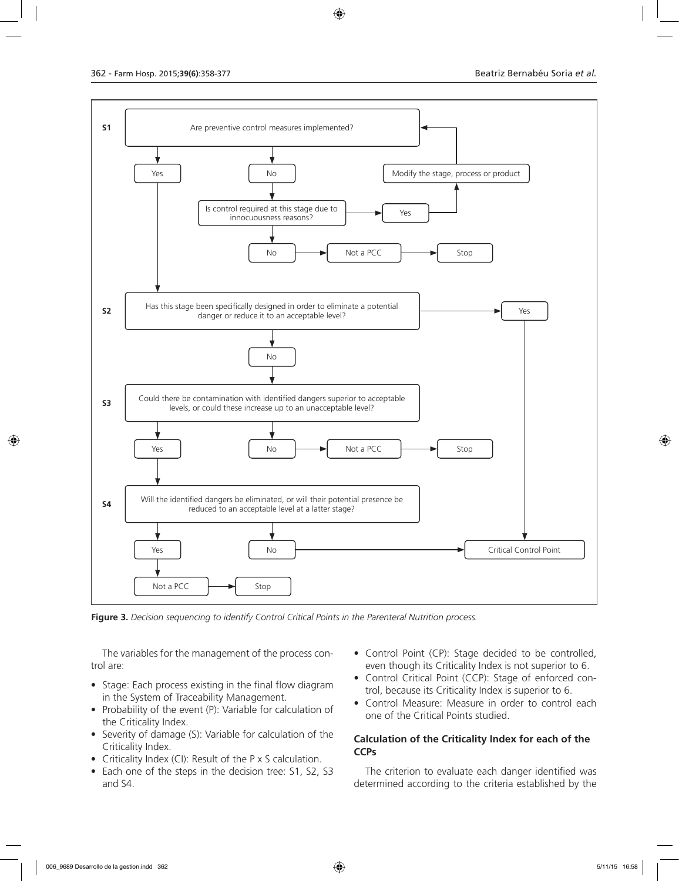S1: Are preventive control measures implemented?
- Yes → S2
- No → Is control required at this stage due to innocuousness reasons?
  - Yes → Modify the stage, process or product → S1
  - No → Not a PCC → Stop

S2: Has this stage been specifically designed in order to eliminate a potential danger or reduce it to an acceptable level?
- Yes → Critical Control Point
- No → S3

S3: Could there be contamination with identified dangers superior to acceptable levels, or could these increase up to an unacceptable level?
- Yes → S4
- No → Not a PCC → Stop

S4: Will the identified dangers be eliminated, or will their potential presence be reduced to an acceptable level at a latter stage?
- Yes → Not a PCC → Stop
- No → Critical Control Point

**Figure 3.** *Decision sequencing to identify Control Critical Points in the Parenteral Nutrition process.*

The variables for the management of the process control are:

- Stage: Each process existing in the final flow diagram in the System of Traceability Management.
- Probability of the event (P): Variable for calculation of the Criticality Index.
- Severity of damage (S): Variable for calculation of the Criticality Index.
- Criticality Index (CI): Result of the P x S calculation.
- Each one of the steps in the decision tree: S1, S2, S3 and S4.
- Control Point (CP): Stage decided to be controlled, even though its Criticality Index is not superior to 6.
- Control Critical Point (CCP): Stage of enforced control, because its Criticality Index is superior to 6.
- Control Measure: Measure in order to control each one of the Critical Points studied.

### Calculation of the Criticality Index for each of the CCPs

The criterion to evaluate each danger identified was determined according to the criteria established by the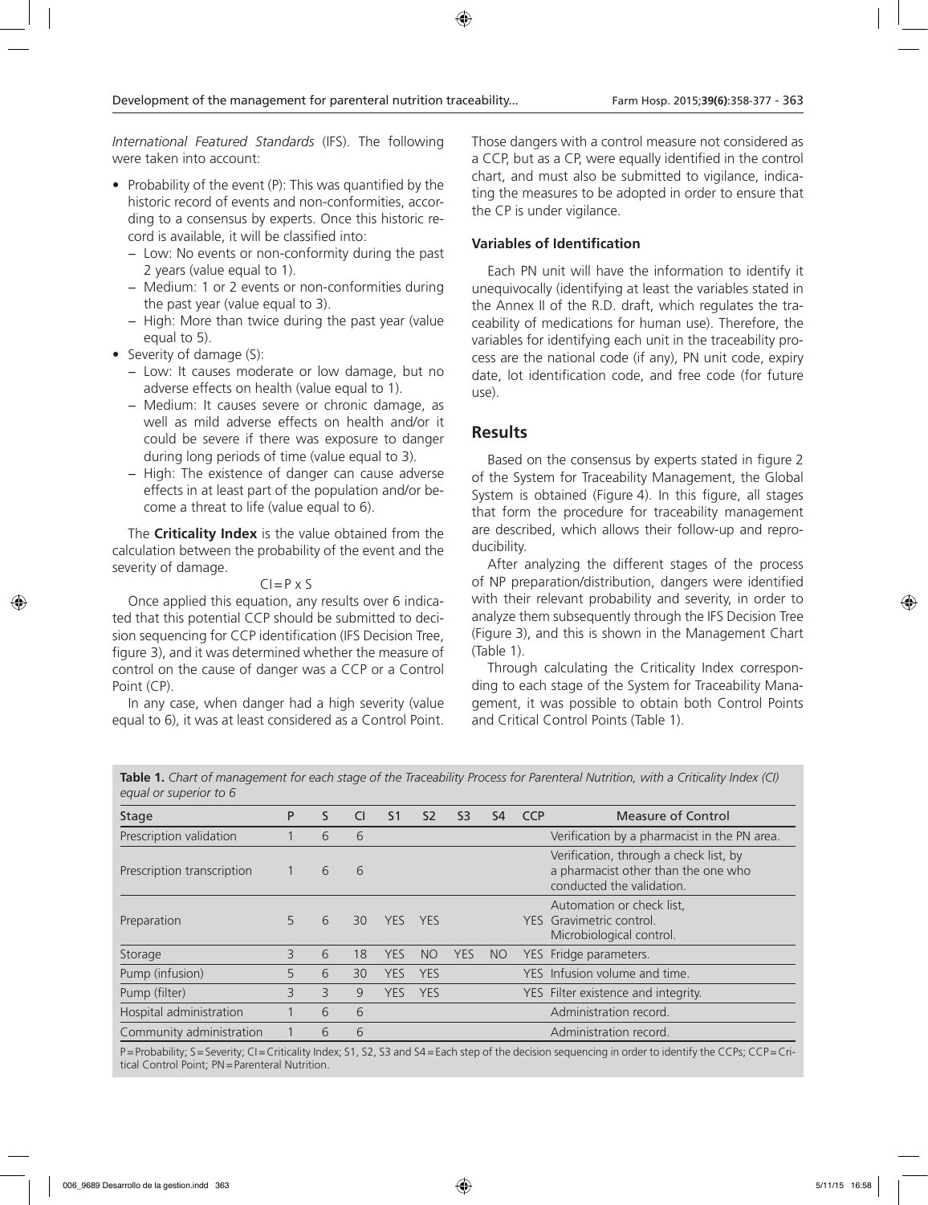*International Featured Standards* (IFS). The following were taken into account:

- Probability of the event (P): This was quantified by the historic record of events and non-conformities, according to a consensus by experts. Once this historic record is available, it will be classified into:
  - Low: No events or non-conformity during the past 2 years (value equal to 1).
  - Medium: 1 or 2 events or non-conformities during the past year (value equal to 3).
  - High: More than twice during the past year (value equal to 5).
- Severity of damage (S):
  - Low: It causes moderate or low damage, but no adverse effects on health (value equal to 1).
  - Medium: It causes severe or chronic damage, as well as mild adverse effects on health and/or it could be severe if there was exposure to danger during long periods of time (value equal to 3).
  - High: The existence of danger can cause adverse effects in at least part of the population and/or become a threat to life (value equal to 6).

The **Criticality Index** is the value obtained from the calculation between the probability of the event and the severity of damage.

$$CI = P \times S$$

Once applied this equation, any results over 6 indicated that this potential CCP should be submitted to decision sequencing for CCP identification (IFS Decision Tree, figure 3), and it was determined whether the measure of control on the cause of danger was a CCP or a Control Point (CP).

In any case, when danger had a high severity (value equal to 6), it was at least considered as a Control Point. Those dangers with a control measure not considered as a CCP, but as a CP, were equally identified in the control chart, and must also be submitted to vigilance, indicating the measures to be adopted in order to ensure that the CP is under vigilance.

### Variables of Identification

Each PN unit will have the information to identify it unequivocally (identifying at least the variables stated in the Annex II of the R.D. draft, which regulates the traceability of medications for human use). Therefore, the variables for identifying each unit in the traceability process are the national code (if any), PN unit code, expiry date, lot identification code, and free code (for future use).

## Results

Based on the consensus by experts stated in figure 2 of the System for Traceability Management, the Global System is obtained (Figure 4). In this figure, all stages that form the procedure for traceability management are described, which allows their follow-up and reproducibility.

After analyzing the different stages of the process of NP preparation/distribution, dangers were identified with their relevant probability and severity, in order to analyze them subsequently through the IFS Decision Tree (Figure 3), and this is shown in the Management Chart (Table 1).

Through calculating the Criticality Index corresponding to each stage of the System for Traceability Management, it was possible to obtain both Control Points and Critical Control Points (Table 1).

**Table 1.** *Chart of management for each stage of the Traceability Process for Parenteral Nutrition, with a Criticality Index (CI) equal or superior to 6*

| Stage | P | S | CI | S1 | S2 | S3 | S4 | CCP | Measure of Control |
|---|---|---|---|---|---|---|---|---|---|
| Prescription validation | 1 | 6 | 6 | | | | | | Verification by a pharmacist in the PN area. |
| Prescription transcription | 1 | 6 | 6 | | | | | | Verification, through a check list, by a pharmacist other than the one who conducted the validation. |
| Preparation | 5 | 6 | 30 | YES | YES | | | YES | Automation or check list, Gravimetric control. Microbiological control. |
| Storage | 3 | 6 | 18 | YES | NO | YES | NO | YES | Fridge parameters. |
| Pump (infusion) | 5 | 6 | 30 | YES | YES | | | YES | Infusion volume and time. |
| Pump (filter) | 3 | 3 | 9 | YES | YES | | | YES | Filter existence and integrity. |
| Hospital administration | 1 | 6 | 6 | | | | | | Administration record. |
| Community administration | 1 | 6 | 6 | | | | | | Administration record. |

P = Probability; S = Severity; CI = Criticality Index; S1, S2, S3 and S4 = Each step of the decision sequencing in order to identify the CCPs; CCP = Critical Control Point; PN = Parenteral Nutrition.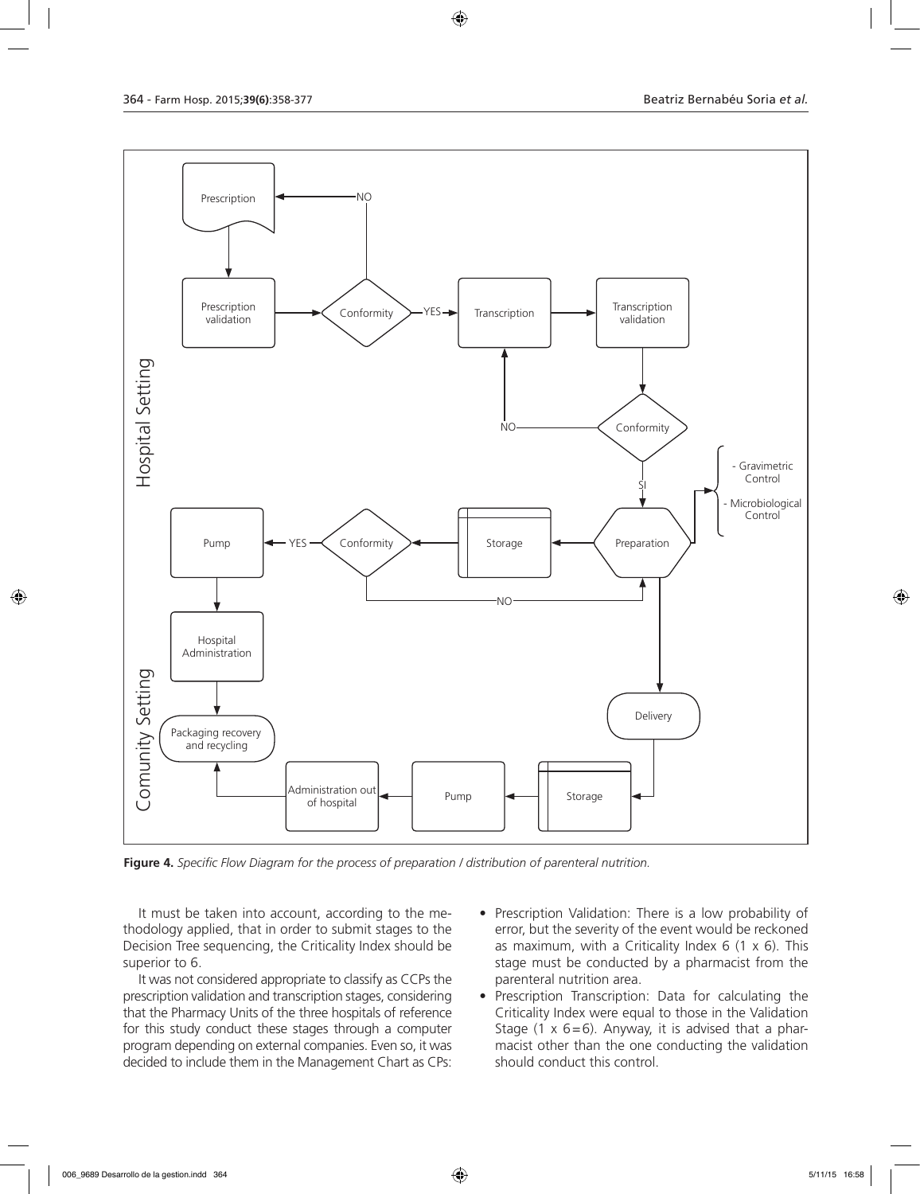**Figure 4.** *Specific Flow Diagram for the process of preparation / distribution of parenteral nutrition.*

It must be taken into account, according to the methodology applied, that in order to submit stages to the Decision Tree sequencing, the Criticality Index should be superior to 6.

It was not considered appropriate to classify as CCPs the prescription validation and transcription stages, considering that the Pharmacy Units of the three hospitals of reference for this study conduct these stages through a computer program depending on external companies. Even so, it was decided to include them in the Management Chart as CPs:

- Prescription Validation: There is a low probability of error, but the severity of the event would be reckoned as maximum, with a Criticality Index 6 (1 x 6). This stage must be conducted by a pharmacist from the parenteral nutrition area.
- Prescription Transcription: Data for calculating the Criticality Index were equal to those in the Validation Stage (1 x 6=6). Anyway, it is advised that a pharmacist other than the one conducting the validation should conduct this control.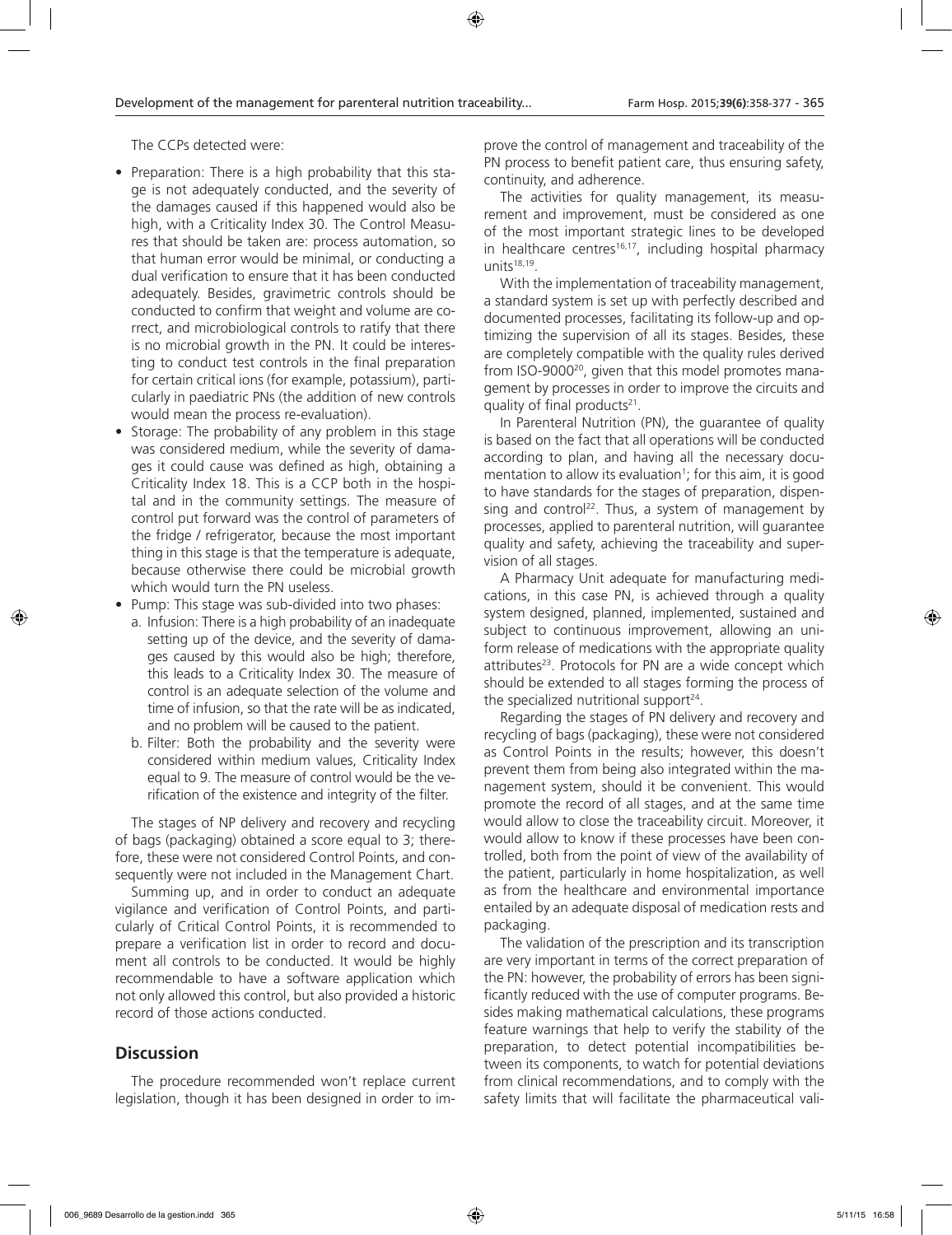The CCPs detected were:

- Preparation: There is a high probability that this stage is not adequately conducted, and the severity of the damages caused if this happened would also be high, with a Criticality Index 30. The Control Measures that should be taken are: process automation, so that human error would be minimal, or conducting a dual verification to ensure that it has been conducted adequately. Besides, gravimetric controls should be conducted to confirm that weight and volume are correct, and microbiological controls to ratify that there is no microbial growth in the PN. It could be interesting to conduct test controls in the final preparation for certain critical ions (for example, potassium), particularly in paediatric PNs (the addition of new controls would mean the process re-evaluation).
- Storage: The probability of any problem in this stage was considered medium, while the severity of damages it could cause was defined as high, obtaining a Criticality Index 18. This is a CCP both in the hospital and in the community settings. The measure of control put forward was the control of parameters of the fridge / refrigerator, because the most important thing in this stage is that the temperature is adequate, because otherwise there could be microbial growth which would turn the PN useless.
- Pump: This stage was sub-divided into two phases:
  a. Infusion: There is a high probability of an inadequate setting up of the device, and the severity of damages caused by this would also be high; therefore, this leads to a Criticality Index 30. The measure of control is an adequate selection of the volume and time of infusion, so that the rate will be as indicated, and no problem will be caused to the patient.
  b. Filter: Both the probability and the severity were considered within medium values, Criticality Index equal to 9. The measure of control would be the verification of the existence and integrity of the filter.

The stages of NP delivery and recovery and recycling of bags (packaging) obtained a score equal to 3; therefore, these were not considered Control Points, and consequently were not included in the Management Chart.

Summing up, and in order to conduct an adequate vigilance and verification of Control Points, and particularly of Critical Control Points, it is recommended to prepare a verification list in order to record and document all controls to be conducted. It would be highly recommendable to have a software application which not only allowed this control, but also provided a historic record of those actions conducted.

## Discussion

The procedure recommended won't replace current legislation, though it has been designed in order to improve the control of management and traceability of the PN process to benefit patient care, thus ensuring safety, continuity, and adherence.

The activities for quality management, its measurement and improvement, must be considered as one of the most important strategic lines to be developed in healthcare centres[16,17], including hospital pharmacy units[18,19].

With the implementation of traceability management, a standard system is set up with perfectly described and documented processes, facilitating its follow-up and optimizing the supervision of all its stages. Besides, these are completely compatible with the quality rules derived from ISO-9000[20], given that this model promotes management by processes in order to improve the circuits and quality of final products[21].

In Parenteral Nutrition (PN), the guarantee of quality is based on the fact that all operations will be conducted according to plan, and having all the necessary documentation to allow its evaluation[1]; for this aim, it is good to have standards for the stages of preparation, dispensing and control[22]. Thus, a system of management by processes, applied to parenteral nutrition, will guarantee quality and safety, achieving the traceability and supervision of all stages.

A Pharmacy Unit adequate for manufacturing medications, in this case PN, is achieved through a quality system designed, planned, implemented, sustained and subject to continuous improvement, allowing an uniform release of medications with the appropriate quality attributes[23]. Protocols for PN are a wide concept which should be extended to all stages forming the process of the specialized nutritional support[24].

Regarding the stages of PN delivery and recovery and recycling of bags (packaging), these were not considered as Control Points in the results; however, this doesn't prevent them from being also integrated within the management system, should it be convenient. This would promote the record of all stages, and at the same time would allow to close the traceability circuit. Moreover, it would allow to know if these processes have been controlled, both from the point of view of the availability of the patient, particularly in home hospitalization, as well as from the healthcare and environmental importance entailed by an adequate disposal of medication rests and packaging.

The validation of the prescription and its transcription are very important in terms of the correct preparation of the PN: however, the probability of errors has been significantly reduced with the use of computer programs. Besides making mathematical calculations, these programs feature warnings that help to verify the stability of the preparation, to detect potential incompatibilities between its components, to watch for potential deviations from clinical recommendations, and to comply with the safety limits that will facilitate the pharmaceutical vali-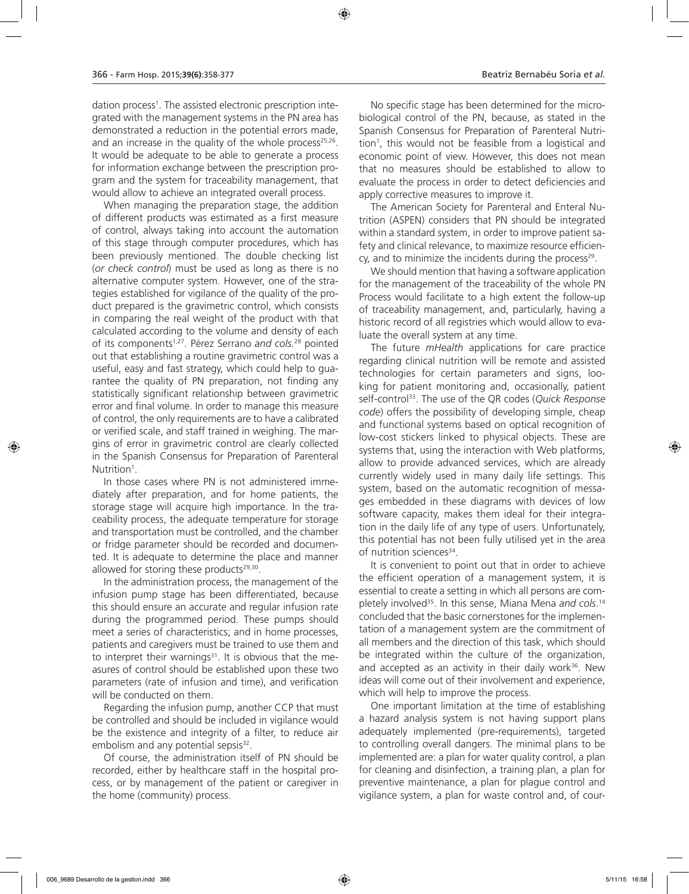dation process[1]. The assisted electronic prescription integrated with the management systems in the PN area has demonstrated a reduction in the potential errors made, and an increase in the quality of the whole process[25,26]. It would be adequate to be able to generate a process for information exchange between the prescription program and the system for traceability management, that would allow to achieve an integrated overall process.

When managing the preparation stage, the addition of different products was estimated as a first measure of control, always taking into account the automation of this stage through computer procedures, which has been previously mentioned. The double checking list (*or check control*) must be used as long as there is no alternative computer system. However, one of the strategies established for vigilance of the quality of the product prepared is the gravimetric control, which consists in comparing the real weight of the product with that calculated according to the volume and density of each of its components[1,27]. Pérez Serrano *and cols.*[28] pointed out that establishing a routine gravimetric control was a useful, easy and fast strategy, which could help to guarantee the quality of PN preparation, not finding any statistically significant relationship between gravimetric error and final volume. In order to manage this measure of control, the only requirements are to have a calibrated or verified scale, and staff trained in weighing. The margins of error in gravimetric control are clearly collected in the Spanish Consensus for Preparation of Parenteral Nutrition[1].

In those cases where PN is not administered immediately after preparation, and for home patients, the storage stage will acquire high importance. In the traceability process, the adequate temperature for storage and transportation must be controlled, and the chamber or fridge parameter should be recorded and documented. It is adequate to determine the place and manner allowed for storing these products[29,30].

In the administration process, the management of the infusion pump stage has been differentiated, because this should ensure an accurate and regular infusion rate during the programmed period. These pumps should meet a series of characteristics; and in home processes, patients and caregivers must be trained to use them and to interpret their warnings[31]. It is obvious that the measures of control should be established upon these two parameters (rate of infusion and time), and verification will be conducted on them.

Regarding the infusion pump, another CCP that must be controlled and should be included in vigilance would be the existence and integrity of a filter, to reduce air embolism and any potential sepsis[32].

Of course, the administration itself of PN should be recorded, either by healthcare staff in the hospital process, or by management of the patient or caregiver in the home (community) process.

No specific stage has been determined for the microbiological control of the PN, because, as stated in the Spanish Consensus for Preparation of Parenteral Nutrition[1], this would not be feasible from a logistical and economic point of view. However, this does not mean that no measures should be established to allow to evaluate the process in order to detect deficiencies and apply corrective measures to improve it.

The American Society for Parenteral and Enteral Nutrition (ASPEN) considers that PN should be integrated within a standard system, in order to improve patient safety and clinical relevance, to maximize resource efficiency, and to minimize the incidents during the process[29].

We should mention that having a software application for the management of the traceability of the whole PN Process would facilitate to a high extent the follow-up of traceability management, and, particularly, having a historic record of all registries which would allow to evaluate the overall system at any time.

The future *mHealth* applications for care practice regarding clinical nutrition will be remote and assisted technologies for certain parameters and signs, looking for patient monitoring and, occasionally, patient self-control[33]. The use of the QR codes (*Quick Response code*) offers the possibility of developing simple, cheap and functional systems based on optical recognition of low-cost stickers linked to physical objects. These are systems that, using the interaction with Web platforms, allow to provide advanced services, which are already currently widely used in many daily life settings. This system, based on the automatic recognition of messages embedded in these diagrams with devices of low software capacity, makes them ideal for their integration in the daily life of any type of users. Unfortunately, this potential has not been fully utilised yet in the area of nutrition sciences[34].

It is convenient to point out that in order to achieve the efficient operation of a management system, it is essential to create a setting in which all persons are completely involved[35]. In this sense, Miana Mena *and cols.*[14] concluded that the basic cornerstones for the implementation of a management system are the commitment of all members and the direction of this task, which should be integrated within the culture of the organization, and accepted as an activity in their daily work[36]. New ideas will come out of their involvement and experience, which will help to improve the process.

One important limitation at the time of establishing a hazard analysis system is not having support plans adequately implemented (pre-requirements), targeted to controlling overall dangers. The minimal plans to be implemented are: a plan for water quality control, a plan for cleaning and disinfection, a training plan, a plan for preventive maintenance, a plan for plague control and vigilance system, a plan for waste control and, of cour-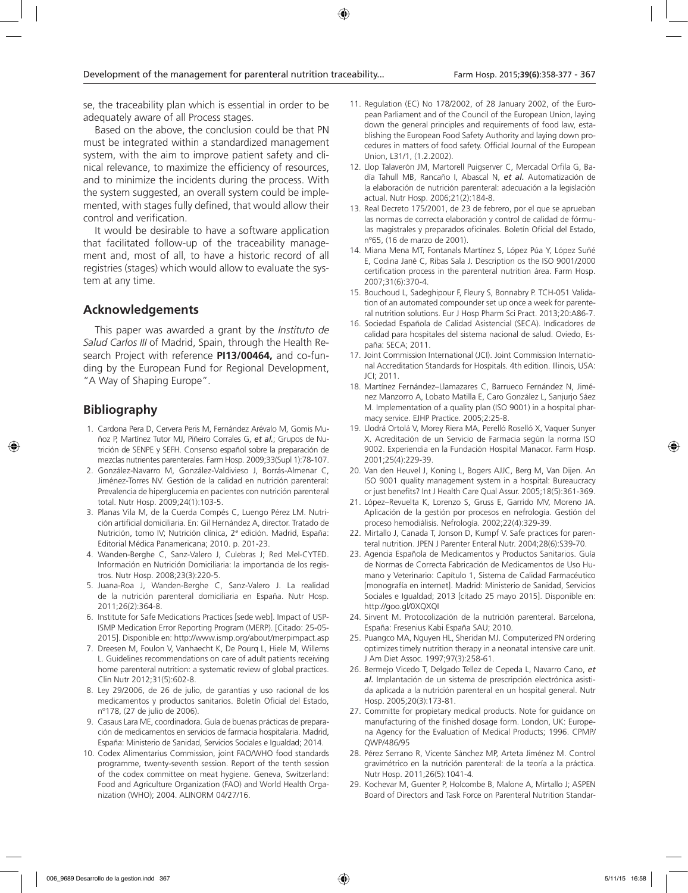se, the traceability plan which is essential in order to be adequately aware of all Process stages.

Based on the above, the conclusion could be that PN must be integrated within a standardized management system, with the aim to improve patient safety and clinical relevance, to maximize the efficiency of resources, and to minimize the incidents during the process. With the system suggested, an overall system could be implemented, with stages fully defined, that would allow their control and verification.

It would be desirable to have a software application that facilitated follow-up of the traceability management and, most of all, to have a historic record of all registries (stages) which would allow to evaluate the system at any time.

## Acknowledgements

This paper was awarded a grant by the *Instituto de Salud Carlos III* of Madrid, Spain, through the Health Research Project with reference **PI13/00464,** and co-funding by the European Fund for Regional Development, "A Way of Shaping Europe".

## Bibliography

1. Cardona Pera D, Cervera Peris M, Fernández Arévalo M, Gomis Muñoz P, Martínez Tutor MJ, Piñeiro Corrales G, *et al.*; Grupos de Nutrición de SENPE y SEFH. Consenso español sobre la preparación de mezclas nutrientes parenterales. Farm Hosp. 2009;33(Supl 1):78-107.
2. González-Navarro M, González-Valdivieso J, Borrás-Almenar C, Jiménez-Torres NV. Gestión de la calidad en nutrición parenteral: Prevalencia de hiperglucemia en pacientes con nutrición parenteral total. Nutr Hosp. 2009;24(1):103-5.
3. Planas Vila M, de la Cuerda Compés C, Luengo Pérez LM. Nutrición artificial domiciliaria. En: Gil Hernández A, director. Tratado de Nutrición, tomo IV; Nutrición clínica, 2ª edición. Madrid, España: Editorial Médica Panamericana; 2010. p. 201-23.
4. Wanden-Berghe C, Sanz-Valero J, Culebras J; Red Mel-CYTED. Información en Nutrición Domiciliaria: la importancia de los registros. Nutr Hosp. 2008;23(3):220-5.
5. Juana-Roa J, Wanden-Berghe C, Sanz-Valero J. La realidad de la nutrición parenteral domiciliaria en España. Nutr Hosp. 2011;26(2):364-8.
6. Institute for Safe Medications Practices [sede web]. Impact of USP-ISMP Medication Error Reporting Program (MERP). [Citado: 25-05-2015]. Disponible en: http://www.ismp.org/about/merpimpact.asp
7. Dreesen M, Foulon V, Vanhaecht K, De Pourq L, Hiele M, Willems L. Guidelines recommendations on care of adult patients receiving home parenteral nutrition: a systematic review of global practices. Clin Nutr 2012;31(5):602-8.
8. Ley 29/2006, de 26 de julio, de garantías y uso racional de los medicamentos y productos sanitarios. Boletín Oficial del Estado, nº178, (27 de julio de 2006).
9. Casaus Lara ME, coordinadora. Guía de buenas prácticas de preparación de medicamentos en servicios de farmacia hospitalaria. Madrid, España: Ministerio de Sanidad, Servicios Sociales e Igualdad; 2014.
10. Codex Alimentarius Commission, joint FAO/WHO food standards programme, twenty-seventh session. Report of the tenth session of the codex committee on meat hygiene. Geneva, Switzerland: Food and Agriculture Organization (FAO) and World Health Organization (WHO); 2004. ALINORM 04/27/16.
11. Regulation (EC) No 178/2002, of 28 January 2002, of the European Parliament and of the Council of the European Union, laying down the general principles and requirements of food law, establishing the European Food Safety Authority and laying down procedures in matters of food safety. Official Journal of the European Union, L31/1, (1.2.2002).
12. Llop Talaverón JM, Martorell Puigserver C, Mercadal Orfila G, Badía Tahull MB, Rancaño I, Abascal N, *et al.* Automatización de la elaboración de nutrición parenteral: adecuación a la legislación actual. Nutr Hosp. 2006;21(2):184-8.
13. Real Decreto 175/2001, de 23 de febrero, por el que se aprueban las normas de correcta elaboración y control de calidad de fórmulas magistrales y preparados oficinales. Boletín Oficial del Estado, nº65, (16 de marzo de 2001).
14. Miana Mena MT, Fontanals Martínez S, López Púa Y, López Suñé E, Codina Jané C, Ribas Sala J. Description os the ISO 9001/2000 certification process in the parenteral nutrition área. Farm Hosp. 2007;31(6):370-4.
15. Bouchoud L, Sadeghipour F, Fleury S, Bonnabry P. TCH-051 Validation of an automated compounder set up once a week for parenteral nutrition solutions. Eur J Hosp Pharm Sci Pract. 2013;20:A86-7.
16. Sociedad Española de Calidad Asistencial (SECA). Indicadores de calidad para hospitales del sistema nacional de salud. Oviedo, España: SECA; 2011.
17. Joint Commission International (JCI). Joint Commission International Accreditation Standards for Hospitals. 4th edition. Illinois, USA: JCI; 2011.
18. Martínez Fernández–Llamazares C, Barrueco Fernández N, Jiménez Manzorro A, Lobato Matilla E, Caro González L, Sanjurjo Sáez M. Implementation of a quality plan (ISO 9001) in a hospital pharmacy service. EJHP Practice. 2005;2:25-8.
19. Llodrá Ortolá V, Morey Riera MA, Perelló Roselló X, Vaquer Sunyer X. Acreditación de un Servicio de Farmacia según la norma ISO 9002. Experiendia en la Fundación Hospital Manacor. Farm Hosp. 2001;25(4):229-39.
20. Van den Heuvel J, Koning L, Bogers AJJC, Berg M, Van Dijen. An ISO 9001 quality management system in a hospital: Bureaucracy or just benefits? Int J Health Care Qual Assur. 2005;18(5):361-369.
21. López–Revuelta K, Lorenzo S, Gruss E, Garrido MV, Moreno JA. Aplicación de la gestión por procesos en nefrología. Gestión del proceso hemodiálisis. Nefrología. 2002;22(4):329-39.
22. Mirtallo J, Canada T, Jonson D, Kumpf V. Safe practices for parenteral nutrition. JPEN J Parenter Enteral Nutr. 2004;28(6):S39-70.
23. Agencia Española de Medicamentos y Productos Sanitarios. Guía de Normas de Correcta Fabricación de Medicamentos de Uso Humano y Veterinario: Capítulo 1, Sistema de Calidad Farmacéutico [monografía en internet]. Madrid: Ministerio de Sanidad, Servicios Sociales e Igualdad; 2013 [citado 25 mayo 2015]. Disponible en: http://goo.gl/0XQXQI
24. Sirvent M. Protocolización de la nutrición parenteral. Barcelona, España: Fresenius Kabi España SAU; 2010.
25. Puangco MA, Nguyen HL, Sheridan MJ. Computerized PN ordering optimizes timely nutrition therapy in a neonatal intensive care unit. J Am Diet Assoc. 1997;97(3):258-61.
26. Bermejo Vicedo T, Delgado Tellez de Cepeda L, Navarro Cano, *et al.* Implantación de un sistema de prescripción electrónica asistida aplicada a la nutrición parenteral en un hospital general. Nutr Hosp. 2005;20(3):173-81.
27. Committe for propietary medical products. Note for guidance on manufacturing of the finished dosage form. London, UK: Europena Agency for the Evaluation of Medical Products; 1996. CPMP/QWP/486/95
28. Pérez Serrano R, Vicente Sánchez MP, Arteta Jiménez M. Control gravimétrico en la nutrición parenteral: de la teoría a la práctica. Nutr Hosp. 2011;26(5):1041-4.
29. Kochevar M, Guenter P, Holcombe B, Malone A, Mirtallo J; ASPEN Board of Directors and Task Force on Parenteral Nutrition Standar-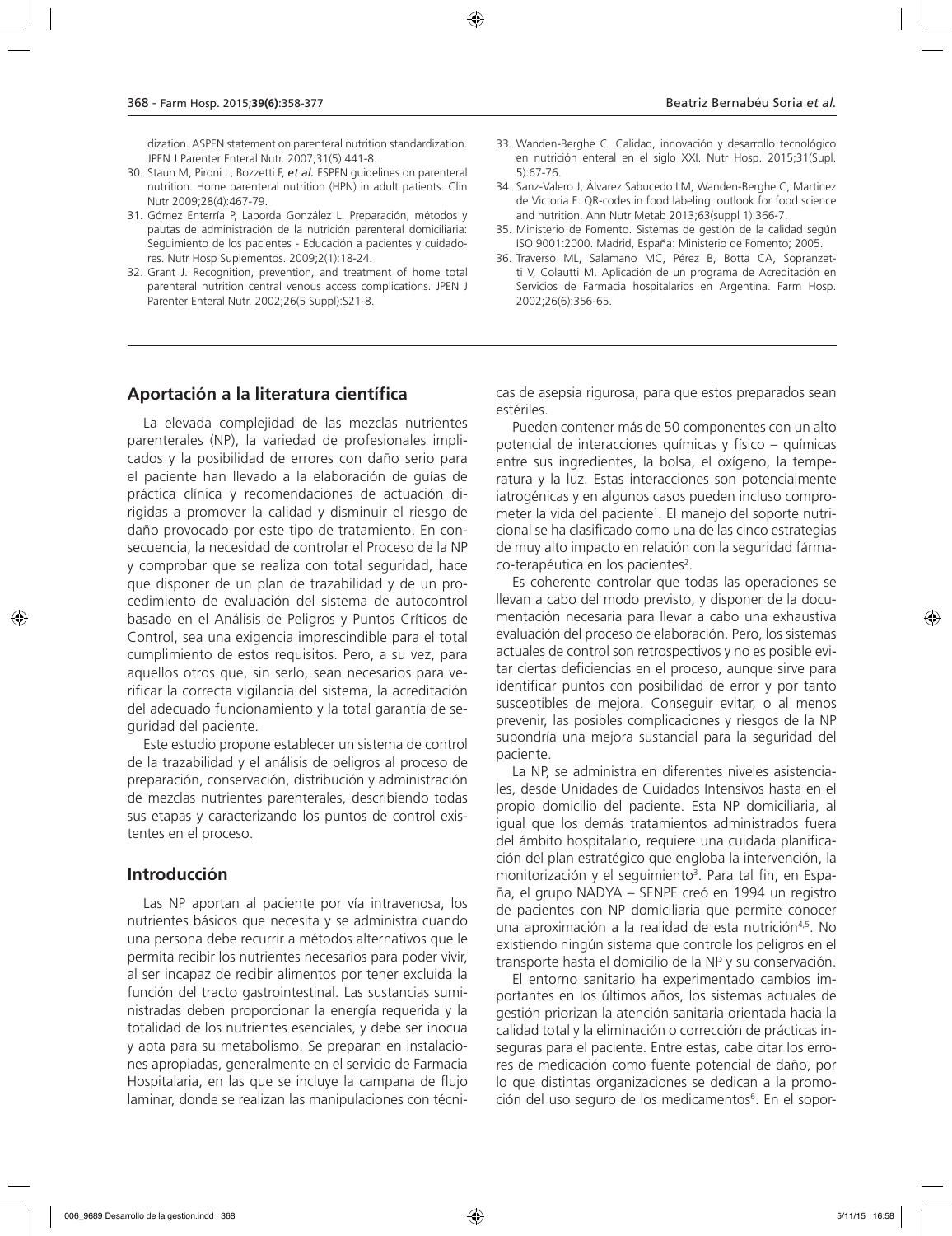dization. ASPEN statement on parenteral nutrition standardization. JPEN J Parenter Enteral Nutr. 2007;31(5):441-8.

30. Staun M, Pironi L, Bozzetti F, *et al.* ESPEN guidelines on parenteral nutrition: Home parenteral nutrition (HPN) in adult patients. Clin Nutr 2009;28(4):467-79.
31. Gómez Enterría P, Laborda González L. Preparación, métodos y pautas de administración de la nutrición parenteral domiciliaria: Seguimiento de los pacientes - Educación a pacientes y cuidadores. Nutr Hosp Suplementos. 2009;2(1):18-24.
32. Grant J. Recognition, prevention, and treatment of home total parenteral nutrition central venous access complications. JPEN J Parenter Enteral Nutr. 2002;26(5 Suppl):S21-8.
33. Wanden-Berghe C. Calidad, innovación y desarrollo tecnológico en nutrición enteral en el siglo XXI. Nutr Hosp. 2015;31(Supl. 5):67-76.
34. Sanz-Valero J, Álvarez Sabucedo LM, Wanden-Berghe C, Martinez de Victoria E. QR-codes in food labeling: outlook for food science and nutrition. Ann Nutr Metab 2013;63(suppl 1):366-7.
35. Ministerio de Fomento. Sistemas de gestión de la calidad según ISO 9001:2000. Madrid, España: Ministerio de Fomento; 2005.
36. Traverso ML, Salamano MC, Pérez B, Botta CA, Sopranzetti V, Colautti M. Aplicación de un programa de Acreditación en Servicios de Farmacia hospitalarios en Argentina. Farm Hosp. 2002;26(6):356-65.

## Aportación a la literatura científica

La elevada complejidad de las mezclas nutrientes parenterales (NP), la variedad de profesionales implicados y la posibilidad de errores con daño serio para el paciente han llevado a la elaboración de guías de práctica clínica y recomendaciones de actuación dirigidas a promover la calidad y disminuir el riesgo de daño provocado por este tipo de tratamiento. En consecuencia, la necesidad de controlar el Proceso de la NP y comprobar que se realiza con total seguridad, hace que disponer de un plan de trazabilidad y de un procedimiento de evaluación del sistema de autocontrol basado en el Análisis de Peligros y Puntos Críticos de Control, sea una exigencia imprescindible para el total cumplimiento de estos requisitos. Pero, a su vez, para aquellos otros que, sin serlo, sean necesarios para verificar la correcta vigilancia del sistema, la acreditación del adecuado funcionamiento y la total garantía de seguridad del paciente.

Este estudio propone establecer un sistema de control de la trazabilidad y el análisis de peligros al proceso de preparación, conservación, distribución y administración de mezclas nutrientes parenterales, describiendo todas sus etapas y caracterizando los puntos de control existentes en el proceso.

## Introducción

Las NP aportan al paciente por vía intravenosa, los nutrientes básicos que necesita y se administra cuando una persona debe recurrir a métodos alternativos que le permita recibir los nutrientes necesarios para poder vivir, al ser incapaz de recibir alimentos por tener excluida la función del tracto gastrointestinal. Las sustancias suministradas deben proporcionar la energía requerida y la totalidad de los nutrientes esenciales, y debe ser inocua y apta para su metabolismo. Se preparan en instalaciones apropiadas, generalmente en el servicio de Farmacia Hospitalaria, en las que se incluye la campana de flujo laminar, donde se realizan las manipulaciones con técnicas de asepsia rigurosa, para que estos preparados sean estériles.

Pueden contener más de 50 componentes con un alto potencial de interacciones químicas y físico – químicas entre sus ingredientes, la bolsa, el oxígeno, la temperatura y la luz. Estas interacciones son potencialmente iatrogénicas y en algunos casos pueden incluso comprometer la vida del paciente[1]. El manejo del soporte nutricional se ha clasificado como una de las cinco estrategias de muy alto impacto en relación con la seguridad fármaco-terapéutica en los pacientes[2].

Es coherente controlar que todas las operaciones se llevan a cabo del modo previsto, y disponer de la documentación necesaria para llevar a cabo una exhaustiva evaluación del proceso de elaboración. Pero, los sistemas actuales de control son retrospectivos y no es posible evitar ciertas deficiencias en el proceso, aunque sirve para identificar puntos con posibilidad de error y por tanto susceptibles de mejora. Conseguir evitar, o al menos prevenir, las posibles complicaciones y riesgos de la NP supondría una mejora sustancial para la seguridad del paciente.

La NP, se administra en diferentes niveles asistenciales, desde Unidades de Cuidados Intensivos hasta en el propio domicilio del paciente. Esta NP domiciliaria, al igual que los demás tratamientos administrados fuera del ámbito hospitalario, requiere una cuidada planificación del plan estratégico que engloba la intervención, la monitorización y el seguimiento[3]. Para tal fin, en España, el grupo NADYA – SENPE creó en 1994 un registro de pacientes con NP domiciliaria que permite conocer una aproximación a la realidad de esta nutrición[4,5]. No existiendo ningún sistema que controle los peligros en el transporte hasta el domicilio de la NP y su conservación.

El entorno sanitario ha experimentado cambios importantes en los últimos años, los sistemas actuales de gestión priorizan la atención sanitaria orientada hacia la calidad total y la eliminación o corrección de prácticas inseguras para el paciente. Entre estas, cabe citar los errores de medicación como fuente potencial de daño, por lo que distintas organizaciones se dedican a la promoción del uso seguro de los medicamentos[6]. En el sopor-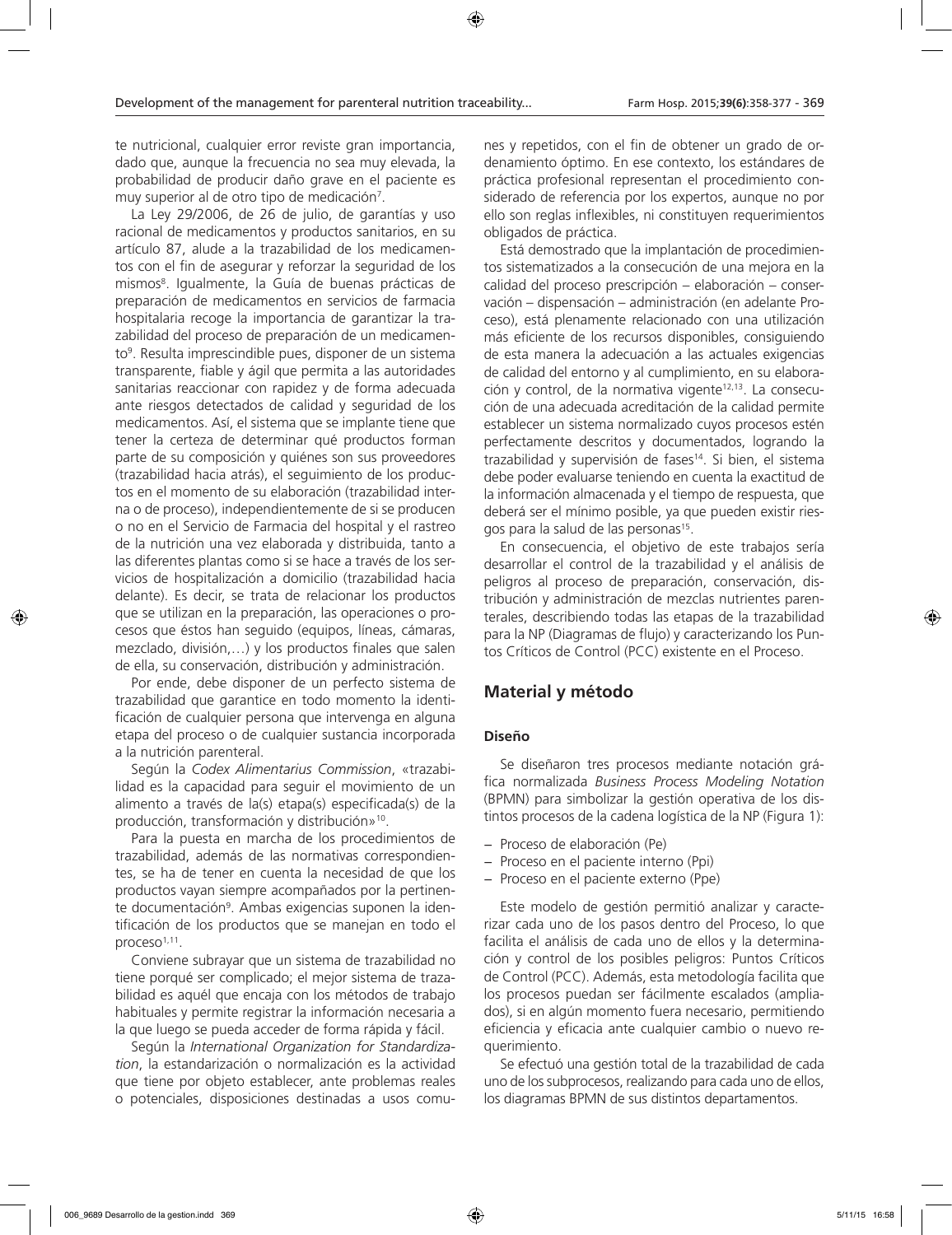te nutricional, cualquier error reviste gran importancia, dado que, aunque la frecuencia no sea muy elevada, la probabilidad de producir daño grave en el paciente es muy superior al de otro tipo de medicación[7].

La Ley 29/2006, de 26 de julio, de garantías y uso racional de medicamentos y productos sanitarios, en su artículo 87, alude a la trazabilidad de los medicamentos con el fin de asegurar y reforzar la seguridad de los mismos[8]. Igualmente, la Guía de buenas prácticas de preparación de medicamentos en servicios de farmacia hospitalaria recoge la importancia de garantizar la trazabilidad del proceso de preparación de un medicamento[9]. Resulta imprescindible pues, disponer de un sistema transparente, fiable y ágil que permita a las autoridades sanitarias reaccionar con rapidez y de forma adecuada ante riesgos detectados de calidad y seguridad de los medicamentos. Así, el sistema que se implante tiene que tener la certeza de determinar qué productos forman parte de su composición y quiénes son sus proveedores (trazabilidad hacia atrás), el seguimiento de los productos en el momento de su elaboración (trazabilidad interna o de proceso), independientemente de si se producen o no en el Servicio de Farmacia del hospital y el rastreo de la nutrición una vez elaborada y distribuida, tanto a las diferentes plantas como si se hace a través de los servicios de hospitalización a domicilio (trazabilidad hacia delante). Es decir, se trata de relacionar los productos que se utilizan en la preparación, las operaciones o procesos que éstos han seguido (equipos, líneas, cámaras, mezclado, división,…) y los productos finales que salen de ella, su conservación, distribución y administración.

Por ende, debe disponer de un perfecto sistema de trazabilidad que garantice en todo momento la identificación de cualquier persona que intervenga en alguna etapa del proceso o de cualquier sustancia incorporada a la nutrición parenteral.

Según la *Codex Alimentarius Commission*, «trazabilidad es la capacidad para seguir el movimiento de un alimento a través de la(s) etapa(s) especificada(s) de la producción, transformación y distribución»[10].

Para la puesta en marcha de los procedimientos de trazabilidad, además de las normativas correspondientes, se ha de tener en cuenta la necesidad de que los productos vayan siempre acompañados por la pertinente documentación[9]. Ambas exigencias suponen la identificación de los productos que se manejan en todo el proceso[1,11].

Conviene subrayar que un sistema de trazabilidad no tiene porqué ser complicado; el mejor sistema de trazabilidad es aquél que encaja con los métodos de trabajo habituales y permite registrar la información necesaria a la que luego se pueda acceder de forma rápida y fácil.

Según la *International Organization for Standardization*, la estandarización o normalización es la actividad que tiene por objeto establecer, ante problemas reales o potenciales, disposiciones destinadas a usos comunes y repetidos, con el fin de obtener un grado de ordenamiento óptimo. En ese contexto, los estándares de práctica profesional representan el procedimiento considerado de referencia por los expertos, aunque no por ello son reglas inflexibles, ni constituyen requerimientos obligados de práctica.

Está demostrado que la implantación de procedimientos sistematizados a la consecución de una mejora en la calidad del proceso prescripción – elaboración – conservación – dispensación – administración (en adelante Proceso), está plenamente relacionado con una utilización más eficiente de los recursos disponibles, consiguiendo de esta manera la adecuación a las actuales exigencias de calidad del entorno y al cumplimiento, en su elaboración y control, de la normativa vigente[12,13]. La consecución de una adecuada acreditación de la calidad permite establecer un sistema normalizado cuyos procesos estén perfectamente descritos y documentados, logrando la trazabilidad y supervisión de fases[14]. Si bien, el sistema debe poder evaluarse teniendo en cuenta la exactitud de la información almacenada y el tiempo de respuesta, que deberá ser el mínimo posible, ya que pueden existir riesgos para la salud de las personas[15].

En consecuencia, el objetivo de este trabajos sería desarrollar el control de la trazabilidad y el análisis de peligros al proceso de preparación, conservación, distribución y administración de mezclas nutrientes parenterales, describiendo todas las etapas de la trazabilidad para la NP (Diagramas de flujo) y caracterizando los Puntos Críticos de Control (PCC) existente en el Proceso.

## Material y método

### Diseño

Se diseñaron tres procesos mediante notación gráfica normalizada *Business Process Modeling Notation* (BPMN) para simbolizar la gestión operativa de los distintos procesos de la cadena logística de la NP (Figura 1):

- Proceso de elaboración (Pe)
- Proceso en el paciente interno (Ppi)
- Proceso en el paciente externo (Ppe)

Este modelo de gestión permitió analizar y caracterizar cada uno de los pasos dentro del Proceso, lo que facilita el análisis de cada uno de ellos y la determinación y control de los posibles peligros: Puntos Críticos de Control (PCC). Además, esta metodología facilita que los procesos puedan ser fácilmente escalados (ampliados), si en algún momento fuera necesario, permitiendo eficiencia y eficacia ante cualquier cambio o nuevo requerimiento.

Se efectuó una gestión total de la trazabilidad de cada uno de los subprocesos, realizando para cada uno de ellos, los diagramas BPMN de sus distintos departamentos.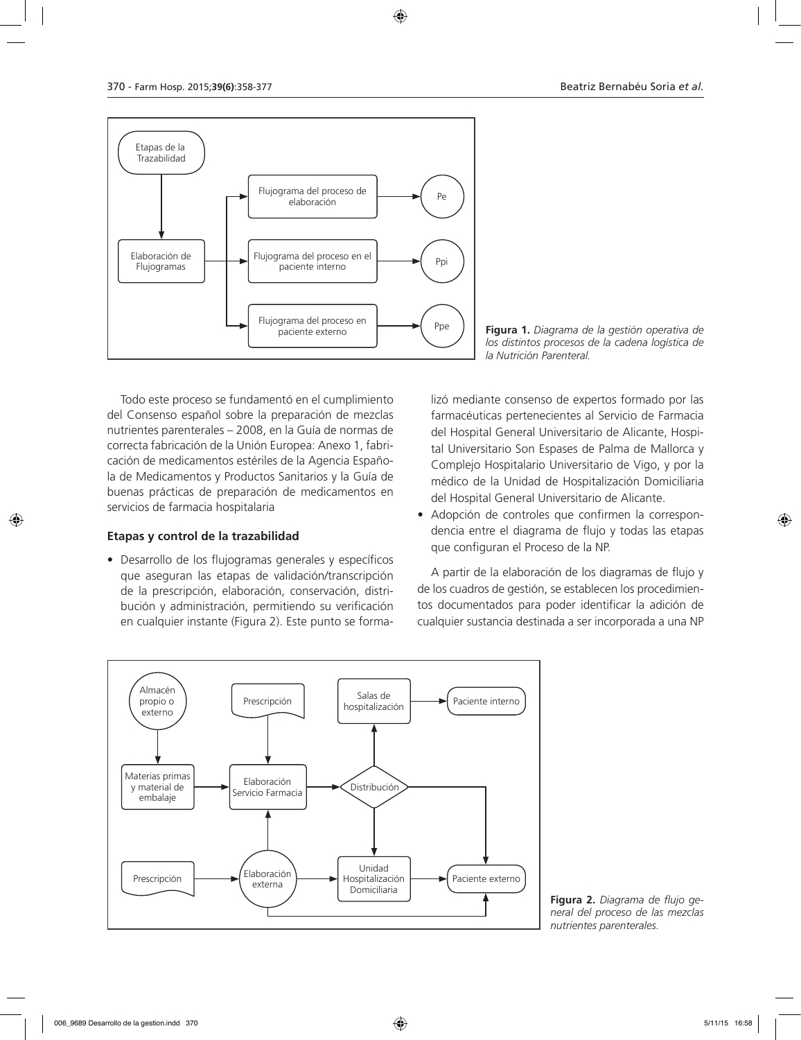**Figura 1.** *Diagrama de la gestión operativa de los distintos procesos de la cadena logística de la Nutrición Parenteral.*

Todo este proceso se fundamentó en el cumplimiento del Consenso español sobre la preparación de mezclas nutrientes parenterales – 2008, en la Guía de normas de correcta fabricación de la Unión Europea: Anexo 1, fabricación de medicamentos estériles de la Agencia Española de Medicamentos y Productos Sanitarios y la Guía de buenas prácticas de preparación de medicamentos en servicios de farmacia hospitalaria

### Etapas y control de la trazabilidad

- Desarrollo de los flujogramas generales y específicos que aseguran las etapas de validación/transcripción de la prescripción, elaboración, conservación, distribución y administración, permitiendo su verificación en cualquier instante (Figura 2). Este punto se formalizó mediante consenso de expertos formado por las farmacéuticas pertenecientes al Servicio de Farmacia del Hospital General Universitario de Alicante, Hospital Universitario Son Espases de Palma de Mallorca y Complejo Hospitalario Universitario de Vigo, y por la médico de la Unidad de Hospitalización Domiciliaria del Hospital General Universitario de Alicante.
- Adopción de controles que confirmen la correspondencia entre el diagrama de flujo y todas las etapas que configuran el Proceso de la NP.

A partir de la elaboración de los diagramas de flujo y de los cuadros de gestión, se establecen los procedimientos documentados para poder identificar la adición de cualquier sustancia destinada a ser incorporada a una NP

**Figura 2.** *Diagrama de flujo general del proceso de las mezclas nutrientes parenterales.*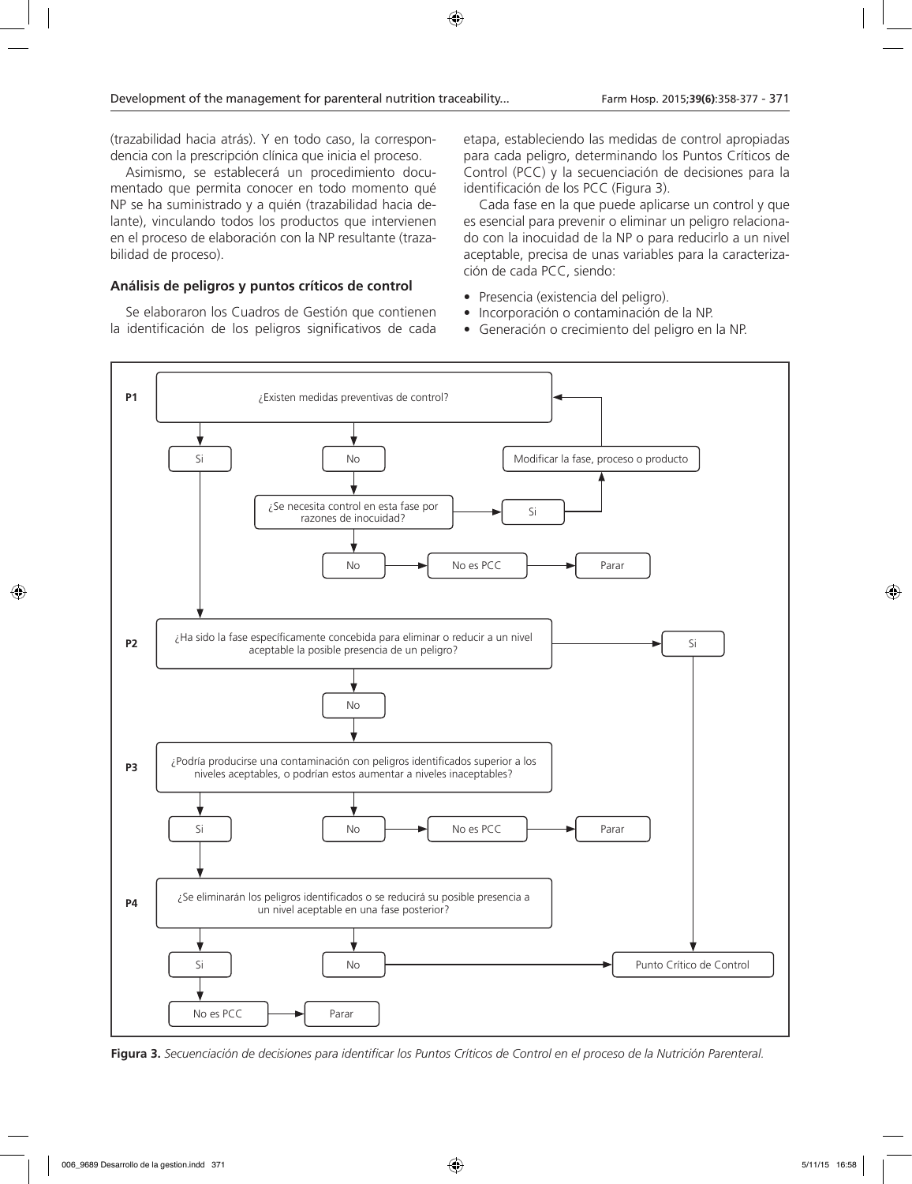(trazabilidad hacia atrás). Y en todo caso, la correspondencia con la prescripción clínica que inicia el proceso.

Asimismo, se establecerá un procedimiento documentado que permita conocer en todo momento qué NP se ha suministrado y a quién (trazabilidad hacia delante), vinculando todos los productos que intervienen en el proceso de elaboración con la NP resultante (trazabilidad de proceso).

### Análisis de peligros y puntos críticos de control

Se elaboraron los Cuadros de Gestión que contienen la identificación de los peligros significativos de cada etapa, estableciendo las medidas de control apropiadas para cada peligro, determinando los Puntos Críticos de Control (PCC) y la secuenciación de decisiones para la identificación de los PCC (Figura 3).

Cada fase en la que puede aplicarse un control y que es esencial para prevenir o eliminar un peligro relacionado con la inocuidad de la NP o para reducirlo a un nivel aceptable, precisa de unas variables para la caracterización de cada PCC, siendo:

- Presencia (existencia del peligro).
- Incorporación o contaminación de la NP.
- Generación o crecimiento del peligro en la NP.

**P1** ¿Existen medidas preventivas de control?
- Si → P2
- No → ¿Se necesita control en esta fase por razones de inocuidad?
  - Si → Modificar la fase, proceso o producto → P1
  - No → No es PCC → Parar

**P2** ¿Ha sido la fase específicamente concebida para eliminar o reducir a un nivel aceptable la posible presencia de un peligro?
- Si → Punto Crítico de Control
- No → P3

**P3** ¿Podría producirse una contaminación con peligros identificados superior a los niveles aceptables, o podrían estos aumentar a niveles inaceptables?
- Si → P4
- No → No es PCC → Parar

**P4** ¿Se eliminarán los peligros identificados o se reducirá su posible presencia a un nivel aceptable en una fase posterior?
- Si → No es PCC → Parar
- No → Punto Crítico de Control

**Figura 3.** *Secuenciación de decisiones para identificar los Puntos Críticos de Control en el proceso de la Nutrición Parenteral.*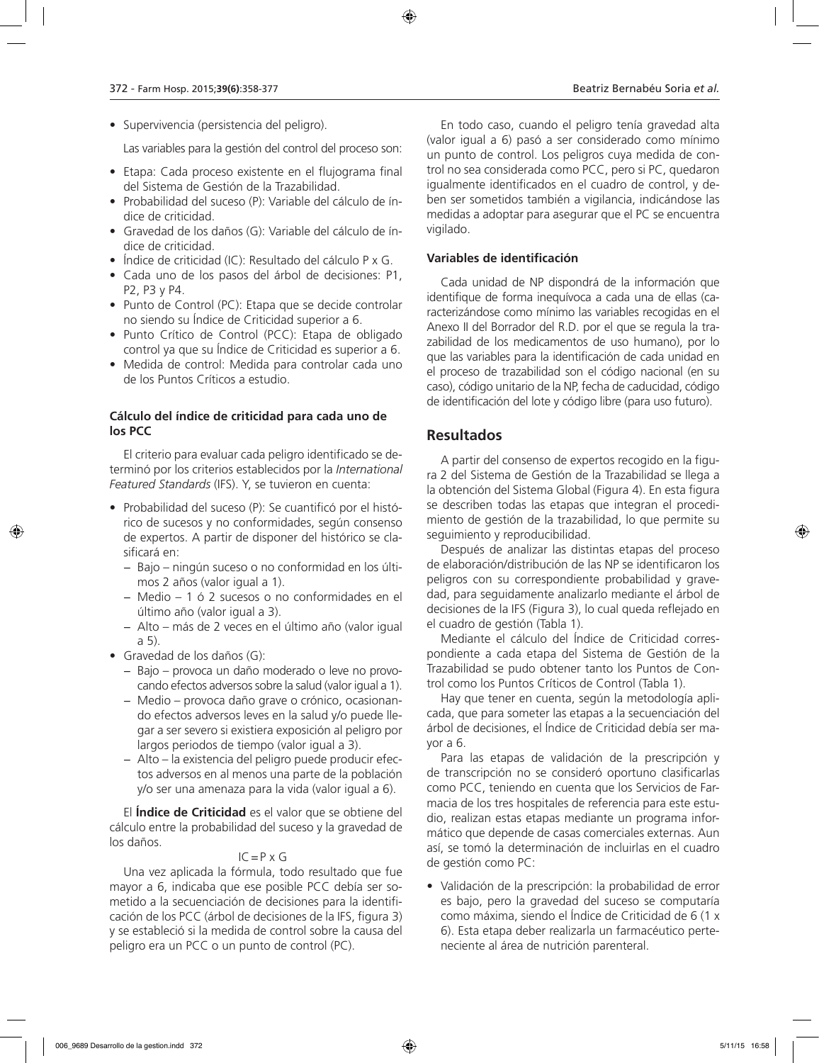- Supervivencia (persistencia del peligro).

Las variables para la gestión del control del proceso son:

- Etapa: Cada proceso existente en el flujograma final del Sistema de Gestión de la Trazabilidad.
- Probabilidad del suceso (P): Variable del cálculo de índice de criticidad.
- Gravedad de los daños (G): Variable del cálculo de índice de criticidad.
- Índice de criticidad (IC): Resultado del cálculo P x G.
- Cada uno de los pasos del árbol de decisiones: P1, P2, P3 y P4.
- Punto de Control (PC): Etapa que se decide controlar no siendo su Índice de Criticidad superior a 6.
- Punto Crítico de Control (PCC): Etapa de obligado control ya que su Índice de Criticidad es superior a 6.
- Medida de control: Medida para controlar cada uno de los Puntos Críticos a estudio.

**Cálculo del índice de criticidad para cada uno de los PCC**

El criterio para evaluar cada peligro identificado se determinó por los criterios establecidos por la *International Featured Standards* (IFS). Y, se tuvieron en cuenta:

- Probabilidad del suceso (P): Se cuantificó por el histórico de sucesos y no conformidades, según consenso de expertos. A partir de disponer del histórico se clasificará en:
  - Bajo – ningún suceso o no conformidad en los últimos 2 años (valor igual a 1).
  - Medio – 1 ó 2 sucesos o no conformidades en el último año (valor igual a 3).
  - Alto – más de 2 veces en el último año (valor igual a 5).
- Gravedad de los daños (G):
  - Bajo – provoca un daño moderado o leve no provocando efectos adversos sobre la salud (valor igual a 1).
  - Medio – provoca daño grave o crónico, ocasionando efectos adversos leves en la salud y/o puede llegar a ser severo si existiera exposición al peligro por largos periodos de tiempo (valor igual a 3).
  - Alto – la existencia del peligro puede producir efectos adversos en al menos una parte de la población y/o ser una amenaza para la vida (valor igual a 6).

El **Índice de Criticidad** es el valor que se obtiene del cálculo entre la probabilidad del suceso y la gravedad de los daños.

$$IC = P \times G$$

Una vez aplicada la fórmula, todo resultado que fue mayor a 6, indicaba que ese posible PCC debía ser sometido a la secuenciación de decisiones para la identificación de los PCC (árbol de decisiones de la IFS, figura 3) y se estableció si la medida de control sobre la causa del peligro era un PCC o un punto de control (PC).

En todo caso, cuando el peligro tenía gravedad alta (valor igual a 6) pasó a ser considerado como mínimo un punto de control. Los peligros cuya medida de control no sea considerada como PCC, pero si PC, quedaron igualmente identificados en el cuadro de control, y deben ser sometidos también a vigilancia, indicándose las medidas a adoptar para asegurar que el PC se encuentra vigilado.

**Variables de identificación**

Cada unidad de NP dispondrá de la información que identifique de forma inequívoca a cada una de ellas (caracterizándose como mínimo las variables recogidas en el Anexo II del Borrador del R.D. por el que se regula la trazabilidad de los medicamentos de uso humano), por lo que las variables para la identificación de cada unidad en el proceso de trazabilidad son el código nacional (en su caso), código unitario de la NP, fecha de caducidad, código de identificación del lote y código libre (para uso futuro).

## Resultados

A partir del consenso de expertos recogido en la figura 2 del Sistema de Gestión de la Trazabilidad se llega a la obtención del Sistema Global (Figura 4). En esta figura se describen todas las etapas que integran el procedimiento de gestión de la trazabilidad, lo que permite su seguimiento y reproducibilidad.

Después de analizar las distintas etapas del proceso de elaboración/distribución de las NP se identificaron los peligros con su correspondiente probabilidad y gravedad, para seguidamente analizarlo mediante el árbol de decisiones de la IFS (Figura 3), lo cual queda reflejado en el cuadro de gestión (Tabla 1).

Mediante el cálculo del Índice de Criticidad correspondiente a cada etapa del Sistema de Gestión de la Trazabilidad se pudo obtener tanto los Puntos de Control como los Puntos Críticos de Control (Tabla 1).

Hay que tener en cuenta, según la metodología aplicada, que para someter las etapas a la secuenciación del árbol de decisiones, el Índice de Criticidad debía ser mayor a 6.

Para las etapas de validación de la prescripción y de transcripción no se consideró oportuno clasificarlas como PCC, teniendo en cuenta que los Servicios de Farmacia de los tres hospitales de referencia para este estudio, realizan estas etapas mediante un programa informático que depende de casas comerciales externas. Aun así, se tomó la determinación de incluirlas en el cuadro de gestión como PC:

- Validación de la prescripción: la probabilidad de error es bajo, pero la gravedad del suceso se computaría como máxima, siendo el Índice de Criticidad de 6 (1 x 6). Esta etapa deber realizarla un farmacéutico perteneciente al área de nutrición parenteral.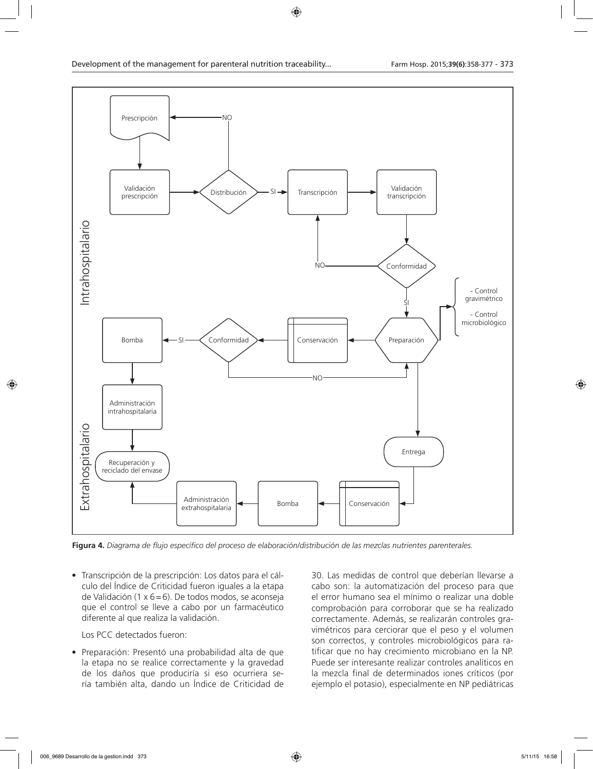**Figura 4.** *Diagrama de flujo específico del proceso de elaboración/distribución de las mezclas nutrientes parenterales.*

- Transcripción de la prescripción: Los datos para el cálculo del Índice de Criticidad fueron iguales a la etapa de Validación (1 x 6 = 6). De todos modos, se aconseja que el control se lleve a cabo por un farmacéutico diferente al que realiza la validación.

 Los PCC detectados fueron:

- Preparación: Presentó una probabilidad alta de que la etapa no se realice correctamente y la gravedad de los daños que produciría si eso ocurriera sería también alta, dando un Índice de Criticidad de 30. Las medidas de control que deberían llevarse a cabo son: la automatización del proceso para que el error humano sea el mínimo o realizar una doble comprobación para corroborar que se ha realizado correctamente. Además, se realizarán controles gravimétricos para cerciorar que el peso y el volumen son correctos, y controles microbiológicos para ratificar que no hay crecimiento microbiano en la NP. Puede ser interesante realizar controles analíticos en la mezcla final de determinados iones críticos (por ejemplo el potasio), especialmente en NP pediátricas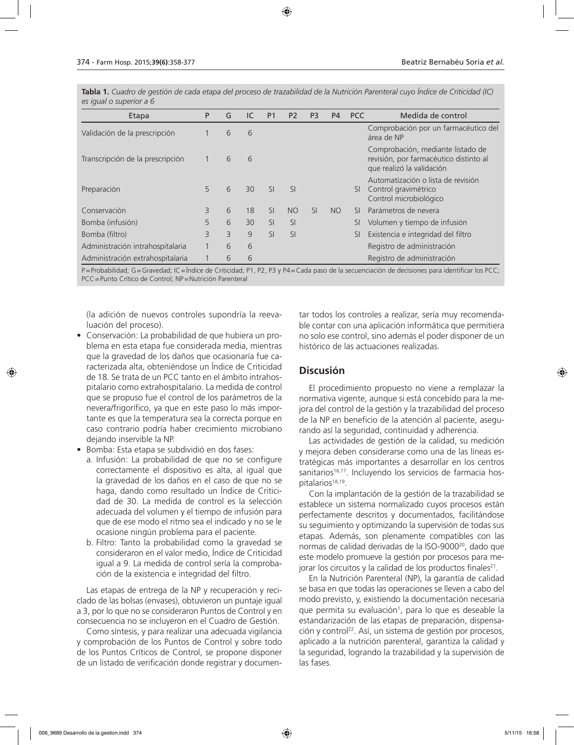**Tabla 1.** *Cuadro de gestión de cada etapa del proceso de trazabilidad de la Nutrición Parenteral cuyo Índice de Criticidad (IC) es igual o superior a 6*

| Etapa | P | G | IC | P1 | P2 | P3 | P4 | PCC | Medida de control |
|---|---|---|---|---|---|---|---|---|---|
| Validación de la prescripción | 1 | 6 | 6 | | | | | | Comprobación por un farmacéutico del área de NP |
| Transcripción de la prescripción | 1 | 6 | 6 | | | | | | Comprobación, mediante listado de revisión, por farmacéutico distinto al que realizó la validación |
| Preparación | 5 | 6 | 30 | SI | SI | | | SI | Automatización o lista de revisión<br>Control gravimétrico<br>Control microbiológico |
| Conservación | 3 | 6 | 18 | SI | NO | SI | NO | SI | Parámetros de nevera |
| Bomba (infusión) | 5 | 6 | 30 | SI | SI | | | SI | Volumen y tiempo de infusión |
| Bomba (filtro) | 3 | 3 | 9 | SI | SI | | | SI | Existencia e integridad del filtro |
| Administración intrahospitalaria | 1 | 6 | 6 | | | | | | Registro de administración |
| Administración extrahospitalaria | 1 | 6 | 6 | | | | | | Registro de administración |

P = Probabilidad; G = Gravedad; IC = Índice de Criticidad; P1, P2, P3 y P4 = Cada paso de la secuenciación de decisiones para identificar los PCC; PCC = Punto Crítico de Control; NP = Nutrición Parenteral

(la adición de nuevos controles supondría la reevaluación del proceso).

- Conservación: La probabilidad de que hubiera un problema en esta etapa fue considerada media, mientras que la gravedad de los daños que ocasionaría fue caracterizada alta, obteniéndose un Índice de Criticidad de 18. Se trata de un PCC tanto en el ámbito intrahospitalario como extrahospitalario. La medida de control que se propuso fue el control de los parámetros de la nevera/frigorífico, ya que en este paso lo más importante es que la temperatura sea la correcta porque en caso contrario podría haber crecimiento microbiano dejando inservible la NP.
- Bomba: Esta etapa se subdividió en dos fases:
  a. Infusión: La probabilidad de que no se configure correctamente el dispositivo es alta, al igual que la gravedad de los daños en el caso de que no se haga, dando como resultado un Índice de Criticidad de 30. La medida de control es la selección adecuada del volumen y el tiempo de infusión para que de ese modo el ritmo sea el indicado y no se le ocasione ningún problema para el paciente.
  b. Filtro: Tanto la probabilidad como la gravedad se consideraron en el valor medio, Índice de Criticidad igual a 9. La medida de control sería la comprobación de la existencia e integridad del filtro.

Las etapas de entrega de la NP y recuperación y reciclado de las bolsas (envases), obtuvieron un puntaje igual a 3, por lo que no se consideraron Puntos de Control y en consecuencia no se incluyeron en el Cuadro de Gestión.

Como síntesis, y para realizar una adecuada vigilancia y comprobación de los Puntos de Control y sobre todo de los Puntos Críticos de Control, se propone disponer de un listado de verificación donde registrar y documentar todos los controles a realizar, sería muy recomendable contar con una aplicación informática que permitiera no solo ese control, sino además el poder disponer de un histórico de las actuaciones realizadas.

## Discusión

El procedimiento propuesto no viene a remplazar la normativa vigente, aunque si está concebido para la mejora del control de la gestión y la trazabilidad del proceso de la NP en beneficio de la atención al paciente, asegurando así la seguridad, continuidad y adherencia.

Las actividades de gestión de la calidad, su medición y mejora deben considerarse como una de las líneas estratégicas más importantes a desarrollar en los centros sanitarios[16,17]. Incluyendo los servicios de farmacia hospitalarios[18,19].

Con la implantación de la gestión de la trazabilidad se establece un sistema normalizado cuyos procesos están perfectamente descritos y documentados, facilitándose su seguimiento y optimizando la supervisión de todas sus etapas. Además, son plenamente compatibles con las normas de calidad derivadas de la ISO-9000[20], dado que este modelo promueve la gestión por procesos para mejorar los circuitos y la calidad de los productos finales[21].

En la Nutrición Parenteral (NP), la garantía de calidad se basa en que todas las operaciones se lleven a cabo del modo previsto, y, existiendo la documentación necesaria que permita su evaluación[1], para lo que es deseable la estandarización de las etapas de preparación, dispensación y control[22]. Así, un sistema de gestión por procesos, aplicado a la nutrición parenteral, garantiza la calidad y la seguridad, logrando la trazabilidad y la supervisión de las fases.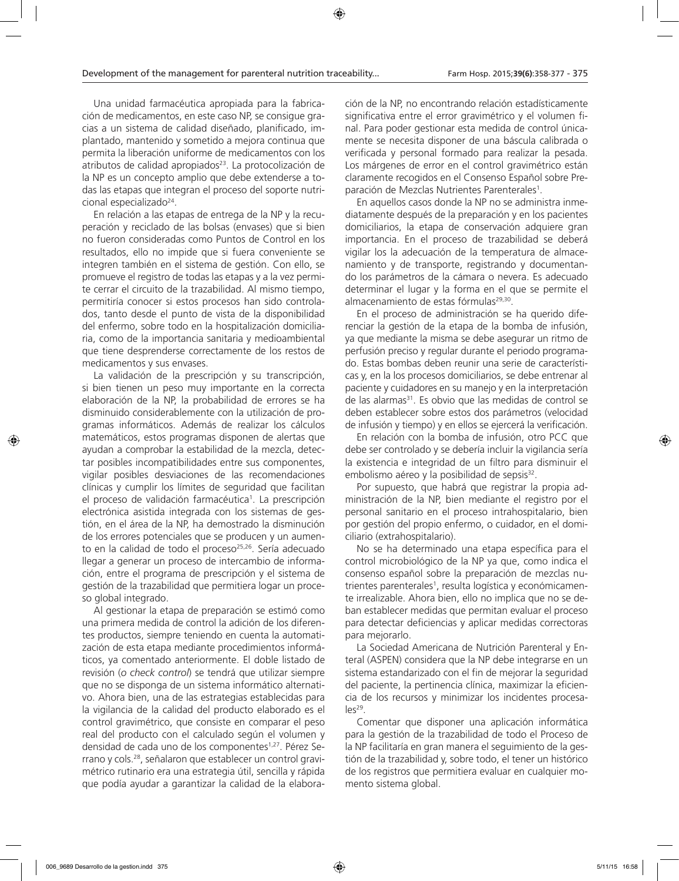Una unidad farmacéutica apropiada para la fabricación de medicamentos, en este caso NP, se consigue gracias a un sistema de calidad diseñado, planificado, implantado, mantenido y sometido a mejora continua que permita la liberación uniforme de medicamentos con los atributos de calidad apropiados[23]. La protocolización de la NP es un concepto amplio que debe extenderse a todas las etapas que integran el proceso del soporte nutricional especializado[24].

En relación a las etapas de entrega de la NP y la recuperación y reciclado de las bolsas (envases) que si bien no fueron consideradas como Puntos de Control en los resultados, ello no impide que si fuera conveniente se integren también en el sistema de gestión. Con ello, se promueve el registro de todas las etapas y a la vez permite cerrar el circuito de la trazabilidad. Al mismo tiempo, permitiría conocer si estos procesos han sido controlados, tanto desde el punto de vista de la disponibilidad del enfermo, sobre todo en la hospitalización domiciliaria, como de la importancia sanitaria y medioambiental que tiene desprenderse correctamente de los restos de medicamentos y sus envases.

La validación de la prescripción y su transcripción, si bien tienen un peso muy importante en la correcta elaboración de la NP, la probabilidad de errores se ha disminuido considerablemente con la utilización de programas informáticos. Además de realizar los cálculos matemáticos, estos programas disponen de alertas que ayudan a comprobar la estabilidad de la mezcla, detectar posibles incompatibilidades entre sus componentes, vigilar posibles desviaciones de las recomendaciones clínicas y cumplir los límites de seguridad que facilitan el proceso de validación farmacéutica[1]. La prescripción electrónica asistida integrada con los sistemas de gestión, en el área de la NP, ha demostrado la disminución de los errores potenciales que se producen y un aumento en la calidad de todo el proceso[25,26]. Sería adecuado llegar a generar un proceso de intercambio de información, entre el programa de prescripción y el sistema de gestión de la trazabilidad que permitiera logar un proceso global integrado.

Al gestionar la etapa de preparación se estimó como una primera medida de control la adición de los diferentes productos, siempre teniendo en cuenta la automatización de esta etapa mediante procedimientos informáticos, ya comentado anteriormente. El doble listado de revisión (*o check control*) se tendrá que utilizar siempre que no se disponga de un sistema informático alternativo. Ahora bien, una de las estrategias establecidas para la vigilancia de la calidad del producto elaborado es el control gravimétrico, que consiste en comparar el peso real del producto con el calculado según el volumen y densidad de cada uno de los componentes[1,27]. Pérez Serrano y cols.[28], señalaron que establecer un control gravimétrico rutinario era una estrategia útil, sencilla y rápida que podía ayudar a garantizar la calidad de la elaboración de la NP, no encontrando relación estadísticamente significativa entre el error gravimétrico y el volumen final. Para poder gestionar esta medida de control únicamente se necesita disponer de una báscula calibrada o verificada y personal formado para realizar la pesada. Los márgenes de error en el control gravimétrico están claramente recogidos en el Consenso Español sobre Preparación de Mezclas Nutrientes Parenterales[1].

En aquellos casos donde la NP no se administra inmediatamente después de la preparación y en los pacientes domiciliarios, la etapa de conservación adquiere gran importancia. En el proceso de trazabilidad se deberá vigilar los la adecuación de la temperatura de almacenamiento y de transporte, registrando y documentando los parámetros de la cámara o nevera. Es adecuado determinar el lugar y la forma en el que se permite el almacenamiento de estas fórmulas[29,30].

En el proceso de administración se ha querido diferenciar la gestión de la etapa de la bomba de infusión, ya que mediante la misma se debe asegurar un ritmo de perfusión preciso y regular durante el periodo programado. Estas bombas deben reunir una serie de características y, en la los procesos domiciliarios, se debe entrenar al paciente y cuidadores en su manejo y en la interpretación de las alarmas[31]. Es obvio que las medidas de control se deben establecer sobre estos dos parámetros (velocidad de infusión y tiempo) y en ellos se ejercerá la verificación.

En relación con la bomba de infusión, otro PCC que debe ser controlado y se debería incluir la vigilancia sería la existencia e integridad de un filtro para disminuir el embolismo aéreo y la posibilidad de sepsis[32].

Por supuesto, que habrá que registrar la propia administración de la NP, bien mediante el registro por el personal sanitario en el proceso intrahospitalario, bien por gestión del propio enfermo, o cuidador, en el domiciliario (extrahospitalario).

No se ha determinado una etapa específica para el control microbiológico de la NP ya que, como indica el consenso español sobre la preparación de mezclas nutrientes parenterales[1], resulta logística y económicamente irrealizable. Ahora bien, ello no implica que no se deban establecer medidas que permitan evaluar el proceso para detectar deficiencias y aplicar medidas correctoras para mejorarlo.

La Sociedad Americana de Nutrición Parenteral y Enteral (ASPEN) considera que la NP debe integrarse en un sistema estandarizado con el fin de mejorar la seguridad del paciente, la pertinencia clínica, maximizar la eficiencia de los recursos y minimizar los incidentes procesales[29].

Comentar que disponer una aplicación informática para la gestión de la trazabilidad de todo el Proceso de la NP facilitaría en gran manera el seguimiento de la gestión de la trazabilidad y, sobre todo, el tener un histórico de los registros que permitiera evaluar en cualquier momento sistema global.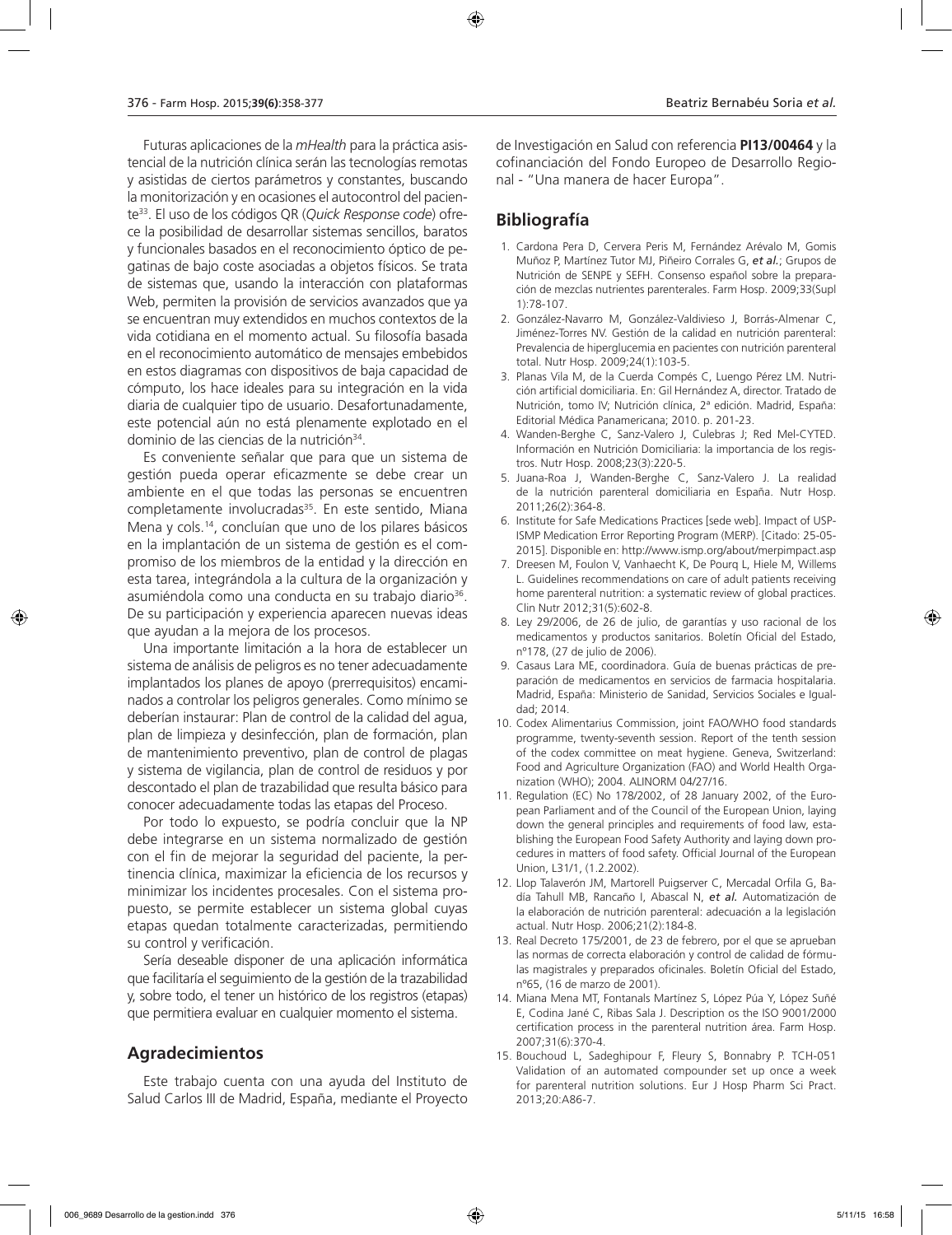Futuras aplicaciones de la *mHealth* para la práctica asistencial de la nutrición clínica serán las tecnologías remotas y asistidas de ciertos parámetros y constantes, buscando la monitorización y en ocasiones el autocontrol del paciente[33]. El uso de los códigos QR (*Quick Response code*) ofrece la posibilidad de desarrollar sistemas sencillos, baratos y funcionales basados en el reconocimiento óptico de pegatinas de bajo coste asociadas a objetos físicos. Se trata de sistemas que, usando la interacción con plataformas Web, permiten la provisión de servicios avanzados que ya se encuentran muy extendidos en muchos contextos de la vida cotidiana en el momento actual. Su filosofía basada en el reconocimiento automático de mensajes embebidos en estos diagramas con dispositivos de baja capacidad de cómputo, los hace ideales para su integración en la vida diaria de cualquier tipo de usuario. Desafortunadamente, este potencial aún no está plenamente explotado en el dominio de las ciencias de la nutrición[34].

Es conveniente señalar que para que un sistema de gestión pueda operar eficazmente se debe crear un ambiente en el que todas las personas se encuentren completamente involucradas[35]. En este sentido, Miana Mena y cols.[14], concluían que uno de los pilares básicos en la implantación de un sistema de gestión es el compromiso de los miembros de la entidad y la dirección en esta tarea, integrándola a la cultura de la organización y asumiéndola como una conducta en su trabajo diario[36]. De su participación y experiencia aparecen nuevas ideas que ayudan a la mejora de los procesos.

Una importante limitación a la hora de establecer un sistema de análisis de peligros es no tener adecuadamente implantados los planes de apoyo (prerrequisitos) encaminados a controlar los peligros generales. Como mínimo se deberían instaurar: Plan de control de la calidad del agua, plan de limpieza y desinfección, plan de formación, plan de mantenimiento preventivo, plan de control de plagas y sistema de vigilancia, plan de control de residuos y por descontado el plan de trazabilidad que resulta básico para conocer adecuadamente todas las etapas del Proceso.

Por todo lo expuesto, se podría concluir que la NP debe integrarse en un sistema normalizado de gestión con el fin de mejorar la seguridad del paciente, la pertinencia clínica, maximizar la eficiencia de los recursos y minimizar los incidentes procesales. Con el sistema propuesto, se permite establecer un sistema global cuyas etapas quedan totalmente caracterizadas, permitiendo su control y verificación.

Sería deseable disponer de una aplicación informática que facilitaría el seguimiento de la gestión de la trazabilidad y, sobre todo, el tener un histórico de los registros (etapas) que permitiera evaluar en cualquier momento el sistema.

## Agradecimientos

Este trabajo cuenta con una ayuda del Instituto de Salud Carlos III de Madrid, España, mediante el Proyecto de Investigación en Salud con referencia **PI13/00464** y la cofinanciación del Fondo Europeo de Desarrollo Regional - "Una manera de hacer Europa".

## Bibliografía

1. Cardona Pera D, Cervera Peris M, Fernández Arévalo M, Gomis Muñoz P, Martínez Tutor MJ, Piñeiro Corrales G, *et al.*; Grupos de Nutrición de SENPE y SEFH. Consenso español sobre la preparación de mezclas nutrientes parenterales. Farm Hosp. 2009;33(Supl 1):78-107.
2. González-Navarro M, González-Valdivieso J, Borrás-Almenar C, Jiménez-Torres NV. Gestión de la calidad en nutrición parenteral: Prevalencia de hiperglucemia en pacientes con nutrición parenteral total. Nutr Hosp. 2009;24(1):103-5.
3. Planas Vila M, de la Cuerda Compés C, Luengo Pérez LM. Nutrición artificial domiciliaria. En: Gil Hernández A, director. Tratado de Nutrición, tomo IV; Nutrición clínica, 2ª edición. Madrid, España: Editorial Médica Panamericana; 2010. p. 201-23.
4. Wanden-Berghe C, Sanz-Valero J, Culebras J; Red Mel-CYTED. Información en Nutrición Domiciliaria: la importancia de los registros. Nutr Hosp. 2008;23(3):220-5.
5. Juana-Roa J, Wanden-Berghe C, Sanz-Valero J. La realidad de la nutrición parenteral domiciliaria en España. Nutr Hosp. 2011;26(2):364-8.
6. Institute for Safe Medications Practices [sede web]. Impact of USP-ISMP Medication Error Reporting Program (MERP). [Citado: 25-05-2015]. Disponible en: http://www.ismp.org/about/merpimpact.asp
7. Dreesen M, Foulon V, Vanhaecht K, De Pourq L, Hiele M, Willems L. Guidelines recommendations on care of adult patients receiving home parenteral nutrition: a systematic review of global practices. Clin Nutr 2012;31(5):602-8.
8. Ley 29/2006, de 26 de julio, de garantías y uso racional de los medicamentos y productos sanitarios. Boletín Oficial del Estado, nº178, (27 de julio de 2006).
9. Casaus Lara ME, coordinadora. Guía de buenas prácticas de preparación de medicamentos en servicios de farmacia hospitalaria. Madrid, España: Ministerio de Sanidad, Servicios Sociales e Igualdad; 2014.
10. Codex Alimentarius Commission, joint FAO/WHO food standards programme, twenty-seventh session. Report of the tenth session of the codex committee on meat hygiene. Geneva, Switzerland: Food and Agriculture Organization (FAO) and World Health Organization (WHO); 2004. ALINORM 04/27/16.
11. Regulation (EC) No 178/2002, of 28 January 2002, of the European Parliament and of the Council of the European Union, laying down the general principles and requirements of food law, establishing the European Food Safety Authority and laying down procedures in matters of food safety. Official Journal of the European Union, L31/1, (1.2.2002).
12. Llop Talaverón JM, Martorell Puigserver C, Mercadal Orfila G, Badía Tahull MB, Rancaño I, Abascal N, *et al.* Automatización de la elaboración de nutrición parenteral: adecuación a la legislación actual. Nutr Hosp. 2006;21(2):184-8.
13. Real Decreto 175/2001, de 23 de febrero, por el que se aprueban las normas de correcta elaboración y control de calidad de fórmulas magistrales y preparados oficinales. Boletín Oficial del Estado, nº65, (16 de marzo de 2001).
14. Miana Mena MT, Fontanals Martínez S, López Púa Y, López Suñé E, Codina Jané C, Ribas Sala J. Description os the ISO 9001/2000 certification process in the parenteral nutrition área. Farm Hosp. 2007;31(6):370-4.
15. Bouchoud L, Sadeghipour F, Fleury S, Bonnabry P. TCH-051 Validation of an automated compounder set up once a week for parenteral nutrition solutions. Eur J Hosp Pharm Sci Pract. 2013;20:A86-7.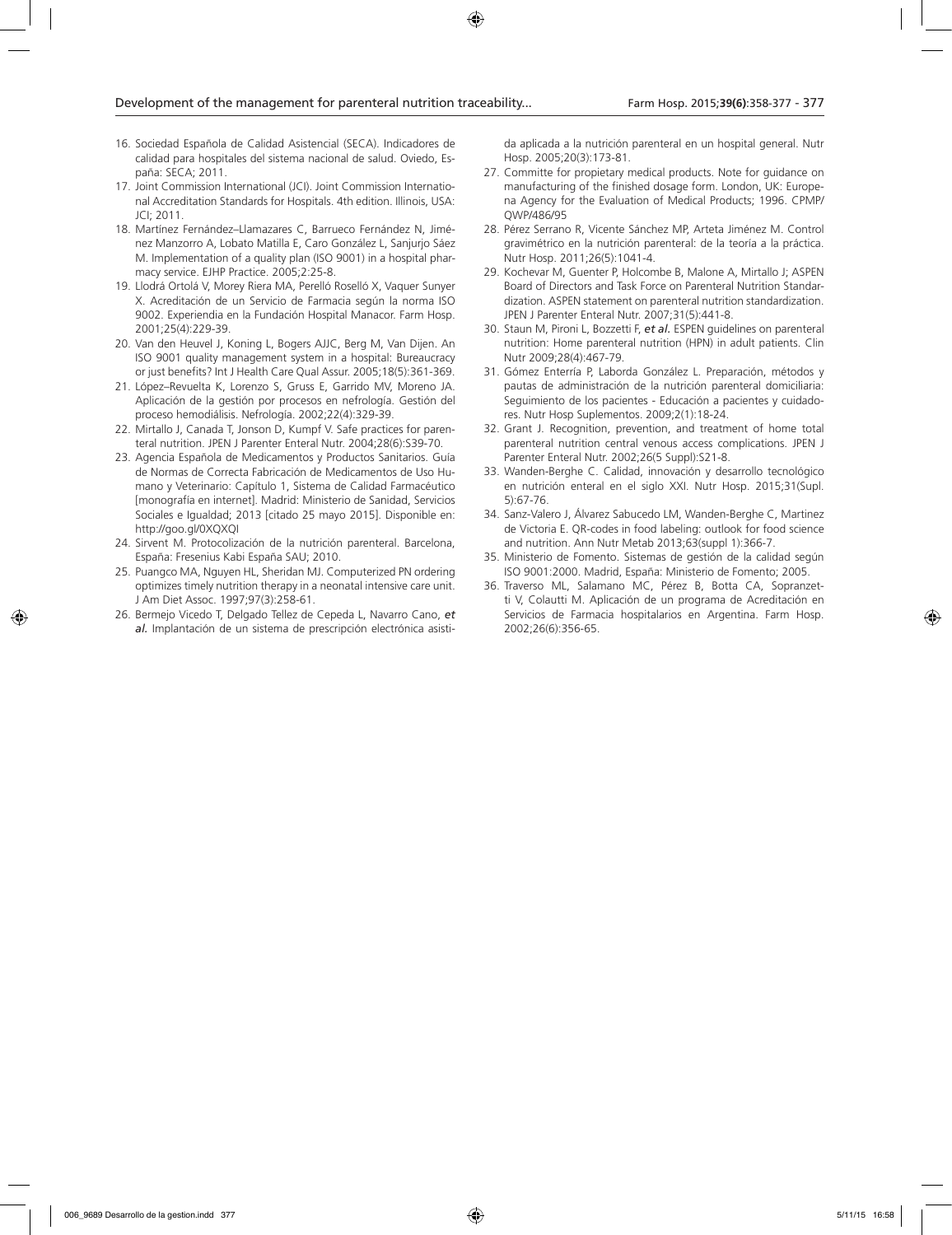16. Sociedad Española de Calidad Asistencial (SECA). Indicadores de calidad para hospitales del sistema nacional de salud. Oviedo, España: SECA; 2011.
17. Joint Commission International (JCI). Joint Commission International Accreditation Standards for Hospitals. 4th edition. Illinois, USA: JCI; 2011.
18. Martínez Fernández–Llamazares C, Barrueco Fernández N, Jiménez Manzorro A, Lobato Matilla E, Caro González L, Sanjurjo Sáez M. Implementation of a quality plan (ISO 9001) in a hospital pharmacy service. EJHP Practice. 2005;2:25-8.
19. Llodrá Ortolá V, Morey Riera MA, Perelló Roselló X, Vaquer Sunyer X. Acreditación de un Servicio de Farmacia según la norma ISO 9002. Experiendia en la Fundación Hospital Manacor. Farm Hosp. 2001;25(4):229-39.
20. Van den Heuvel J, Koning L, Bogers AJJC, Berg M, Van Dijen. An ISO 9001 quality management system in a hospital: Bureaucracy or just benefits? Int J Health Care Qual Assur. 2005;18(5):361-369.
21. López–Revuelta K, Lorenzo S, Gruss E, Garrido MV, Moreno JA. Aplicación de la gestión por procesos en nefrología. Gestión del proceso hemodiálisis. Nefrología. 2002;22(4):329-39.
22. Mirtallo J, Canada T, Jonson D, Kumpf V. Safe practices for parenteral nutrition. JPEN J Parenter Enteral Nutr. 2004;28(6):S39-70.
23. Agencia Española de Medicamentos y Productos Sanitarios. Guía de Normas de Correcta Fabricación de Medicamentos de Uso Humano y Veterinario: Capítulo 1, Sistema de Calidad Farmacéutico [monografía en internet]. Madrid: Ministerio de Sanidad, Servicios Sociales e Igualdad; 2013 [citado 25 mayo 2015]. Disponible en: http://goo.gl/0XQXQI
24. Sirvent M. Protocolización de la nutrición parenteral. Barcelona, España: Fresenius Kabi España SAU; 2010.
25. Puangco MA, Nguyen HL, Sheridan MJ. Computerized PN ordering optimizes timely nutrition therapy in a neonatal intensive care unit. J Am Diet Assoc. 1997;97(3):258-61.
26. Bermejo Vicedo T, Delgado Tellez de Cepeda L, Navarro Cano, *et al.* Implantación de un sistema de prescripción electrónica asistida aplicada a la nutrición parenteral en un hospital general. Nutr Hosp. 2005;20(3):173-81.
27. Committe for propietary medical products. Note for guidance on manufacturing of the finished dosage form. London, UK: Europena Agency for the Evaluation of Medical Products; 1996. CPMP/QWP/486/95
28. Pérez Serrano R, Vicente Sánchez MP, Arteta Jiménez M. Control gravimétrico en la nutrición parenteral: de la teoría a la práctica. Nutr Hosp. 2011;26(5):1041-4.
29. Kochevar M, Guenter P, Holcombe B, Malone A, Mirtallo J; ASPEN Board of Directors and Task Force on Parenteral Nutrition Standardization. ASPEN statement on parenteral nutrition standardization. JPEN J Parenter Enteral Nutr. 2007;31(5):441-8.
30. Staun M, Pironi L, Bozzetti F, *et al.* ESPEN guidelines on parenteral nutrition: Home parenteral nutrition (HPN) in adult patients. Clin Nutr 2009;28(4):467-79.
31. Gómez Enterría P, Laborda González L. Preparación, métodos y pautas de administración de la nutrición parenteral domiciliaria: Seguimiento de los pacientes - Educación a pacientes y cuidadores. Nutr Hosp Suplementos. 2009;2(1):18-24.
32. Grant J. Recognition, prevention, and treatment of home total parenteral nutrition central venous access complications. JPEN J Parenter Enteral Nutr. 2002;26(5 Suppl):S21-8.
33. Wanden-Berghe C. Calidad, innovación y desarrollo tecnológico en nutrición enteral en el siglo XXI. Nutr Hosp. 2015;31(Supl. 5):67-76.
34. Sanz-Valero J, Álvarez Sabucedo LM, Wanden-Berghe C, Martinez de Victoria E. QR-codes in food labeling: outlook for food science and nutrition. Ann Nutr Metab 2013;63(suppl 1):366-7.
35. Ministerio de Fomento. Sistemas de gestión de la calidad según ISO 9001:2000. Madrid, España: Ministerio de Fomento; 2005.
36. Traverso ML, Salamano MC, Pérez B, Botta CA, Sopranzetti V, Colautti M. Aplicación de un programa de Acreditación en Servicios de Farmacia hospitalarios en Argentina. Farm Hosp. 2002;26(6):356-65.